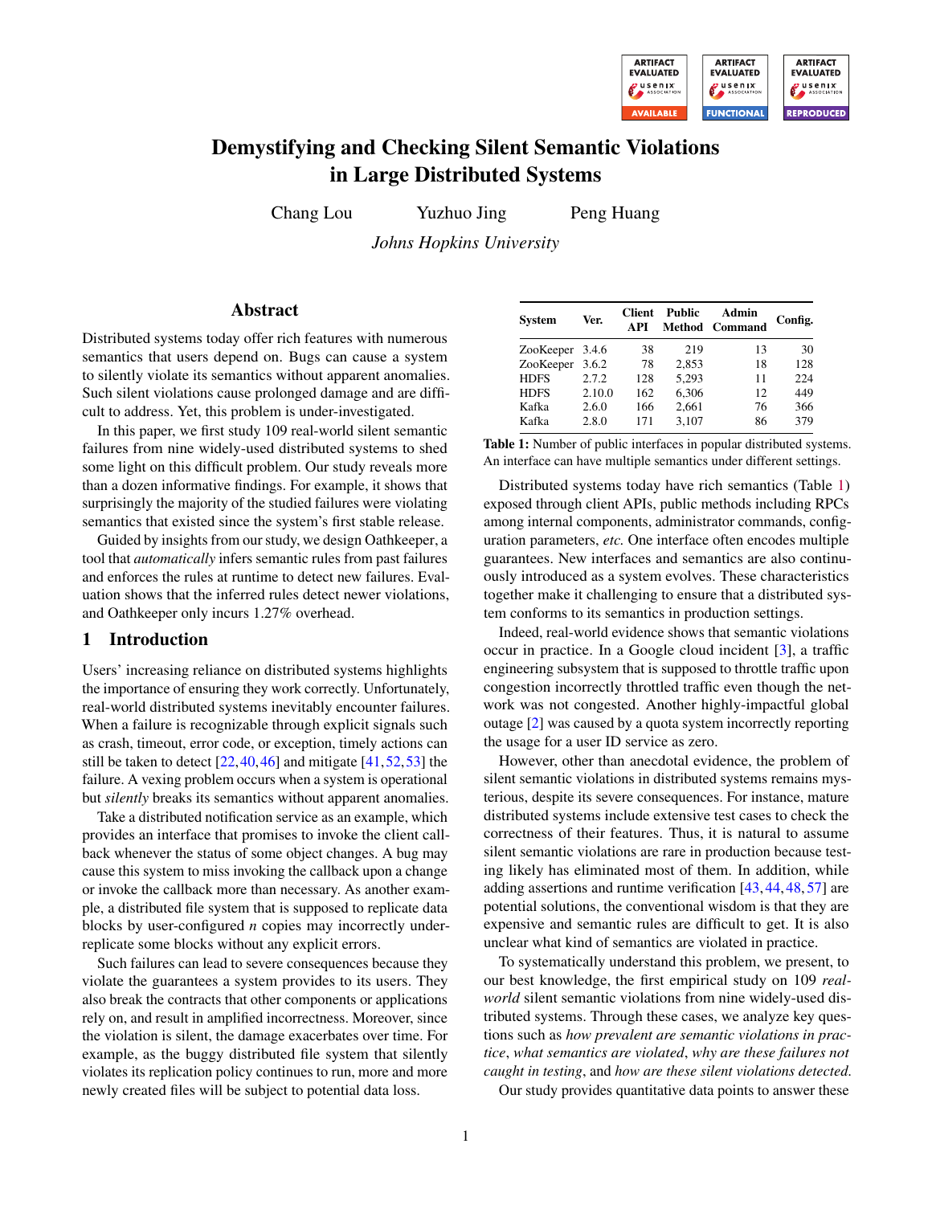# Demystifying and Checking Silent Semantic Violations in Large Distributed Systems

Chang Lou   Yuzhuo Jing   Peng Huang

*Johns Hopkins University*

## Abstract

Distributed systems today offer rich features with numerous semantics that users depend on. Bugs can cause a system to silently violate its semantics without apparent anomalies. Such silent violations cause prolonged damage and are difficult to address. Yet, this problem is under-investigated.

In this paper, we first study 109 real-world silent semantic failures from nine widely-used distributed systems to shed some light on this difficult problem. Our study reveals more than a dozen informative findings. For example, it shows that surprisingly the majority of the studied failures were violating semantics that existed since the system's first stable release.

Guided by insights from our study, we design Oathkeeper, a tool that *automatically* infers semantic rules from past failures and enforces the rules at runtime to detect new failures. Evaluation shows that the inferred rules detect newer violations, and Oathkeeper only incurs 1.27% overhead.

## 1 Introduction

Users' increasing reliance on distributed systems highlights the importance of ensuring they work correctly. Unfortunately, real-world distributed systems inevitably encounter failures. When a failure is recognizable through explicit signals such as crash, timeout, error code, or exception, timely actions can still be taken to detect [22,40,46] and mitigate [41,52,53] the failure. A vexing problem occurs when a system is operational but *silently* breaks its semantics without apparent anomalies.

Take a distributed notification service as an example, which provides an interface that promises to invoke the client callback whenever the status of some object changes. A bug may cause this system to miss invoking the callback upon a change or invoke the callback more than necessary. As another example, a distributed file system that is supposed to replicate data blocks by user-configured $n$ copies may incorrectly under-replicate some blocks without any explicit errors.

Such failures can lead to severe consequences because they violate the guarantees a system provides to its users. They also break the contracts that other components or applications rely on, and result in amplified incorrectness. Moreover, since the violation is silent, the damage exacerbates over time. For example, as the buggy distributed file system that silently violates its replication policy continues to run, more and more newly created files will be subject to potential data loss.

| System | Ver. | Client API | Public Method | Admin Command | Config. |
|---|---|---|---|---|---|
| ZooKeeper | 3.4.6 | 38 | 219 | 13 | 30 |
| ZooKeeper | 3.6.2 | 78 | 2,853 | 18 | 128 |
| HDFS | 2.7.2 | 128 | 5,293 | 11 | 224 |
| HDFS | 2.10.0 | 162 | 6,306 | 12 | 449 |
| Kafka | 2.6.0 | 166 | 2,661 | 76 | 366 |
| Kafka | 2.8.0 | 171 | 3,107 | 86 | 379 |

**Table 1:** Number of public interfaces in popular distributed systems. An interface can have multiple semantics under different settings.

Distributed systems today have rich semantics (Table 1) exposed through client APIs, public methods including RPCs among internal components, administrator commands, configuration parameters, *etc.* One interface often encodes multiple guarantees. New interfaces and semantics are also continuously introduced as a system evolves. These characteristics together make it challenging to ensure that a distributed system conforms to its semantics in production settings.

Indeed, real-world evidence shows that semantic violations occur in practice. In a Google cloud incident [3], a traffic engineering subsystem that is supposed to throttle traffic upon congestion incorrectly throttled traffic even though the network was not congested. Another highly-impactful global outage [2] was caused by a quota system incorrectly reporting the usage for a user ID service as zero.

However, other than anecdotal evidence, the problem of silent semantic violations in distributed systems remains mysterious, despite its severe consequences. For instance, mature distributed systems include extensive test cases to check the correctness of their features. Thus, it is natural to assume silent semantic violations are rare in production because testing likely has eliminated most of them. In addition, while adding assertions and runtime verification [43,44,48,57] are potential solutions, the conventional wisdom is that they are expensive and semantic rules are difficult to get. It is also unclear what kind of semantics are violated in practice.

To systematically understand this problem, we present, to our best knowledge, the first empirical study on 109 *real-world* silent semantic violations from nine widely-used distributed systems. Through these cases, we analyze key questions such as *how prevalent are semantic violations in practice*, *what semantics are violated*, *why are these failures not caught in testing*, and *how are these silent violations detected*.

Our study provides quantitative data points to answer these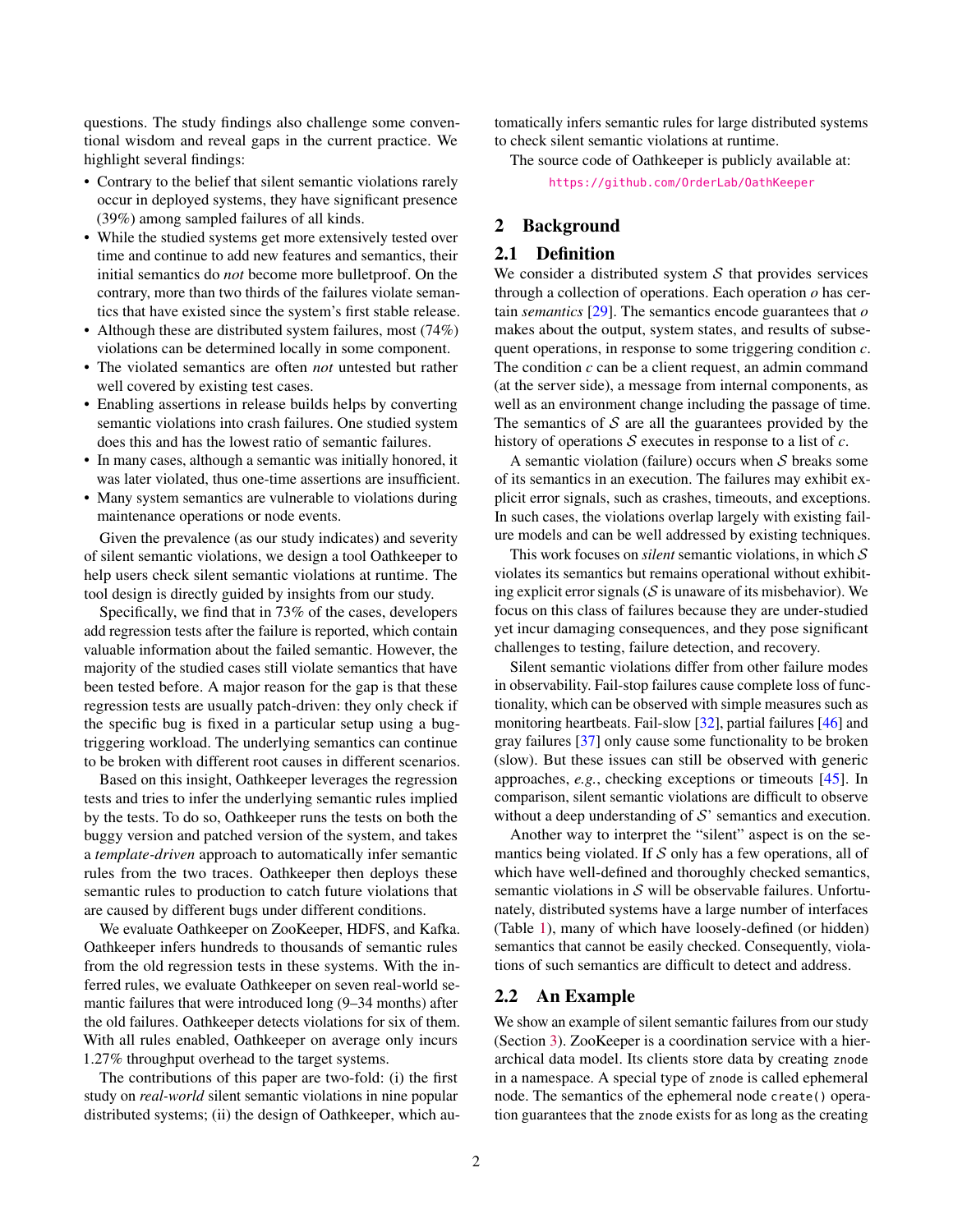questions. The study findings also challenge some conventional wisdom and reveal gaps in the current practice. We highlight several findings:

- Contrary to the belief that silent semantic violations rarely occur in deployed systems, they have significant presence (39%) among sampled failures of all kinds.
- While the studied systems get more extensively tested over time and continue to add new features and semantics, their initial semantics do *not* become more bulletproof. On the contrary, more than two thirds of the failures violate semantics that have existed since the system's first stable release.
- Although these are distributed system failures, most (74%) violations can be determined locally in some component.
- The violated semantics are often *not* untested but rather well covered by existing test cases.
- Enabling assertions in release builds helps by converting semantic violations into crash failures. One studied system does this and has the lowest ratio of semantic failures.
- In many cases, although a semantic was initially honored, it was later violated, thus one-time assertions are insufficient.
- Many system semantics are vulnerable to violations during maintenance operations or node events.

Given the prevalence (as our study indicates) and severity of silent semantic violations, we design a tool Oathkeeper to help users check silent semantic violations at runtime. The tool design is directly guided by insights from our study.

Specifically, we find that in 73% of the cases, developers add regression tests after the failure is reported, which contain valuable information about the failed semantic. However, the majority of the studied cases still violate semantics that have been tested before. A major reason for the gap is that these regression tests are usually patch-driven: they only check if the specific bug is fixed in a particular setup using a bug-triggering workload. The underlying semantics can continue to be broken with different root causes in different scenarios.

Based on this insight, Oathkeeper leverages the regression tests and tries to infer the underlying semantic rules implied by the tests. To do so, Oathkeeper runs the tests on both the buggy version and patched version of the system, and takes a *template-driven* approach to automatically infer semantic rules from the two traces. Oathkeeper then deploys these semantic rules to production to catch future violations that are caused by different bugs under different conditions.

We evaluate Oathkeeper on ZooKeeper, HDFS, and Kafka. Oathkeeper infers hundreds to thousands of semantic rules from the old regression tests in these systems. With the inferred rules, we evaluate Oathkeeper on seven real-world semantic failures that were introduced long (9–34 months) after the old failures. Oathkeeper detects violations for six of them. With all rules enabled, Oathkeeper on average only incurs 1.27% throughput overhead to the target systems.

The contributions of this paper are two-fold: (i) the first study on *real-world* silent semantic violations in nine popular distributed systems; (ii) the design of Oathkeeper, which automatically infers semantic rules for large distributed systems to check silent semantic violations at runtime.

The source code of Oathkeeper is publicly available at:

https://github.com/OrderLab/OathKeeper

## 2 Background

### 2.1 Definition

We consider a distributed system $\mathcal{S}$ that provides services through a collection of operations. Each operation $o$ has certain *semantics* [29]. The semantics encode guarantees that $o$ makes about the output, system states, and results of subsequent operations, in response to some triggering condition $c$. The condition $c$ can be a client request, an admin command (at the server side), a message from internal components, as well as an environment change including the passage of time. The semantics of $\mathcal{S}$ are all the guarantees provided by the history of operations $\mathcal{S}$ executes in response to a list of $c$.

A semantic violation (failure) occurs when $\mathcal{S}$ breaks some of its semantics in an execution. The failures may exhibit explicit error signals, such as crashes, timeouts, and exceptions. In such cases, the violations overlap largely with existing failure models and can be well addressed by existing techniques.

This work focuses on *silent* semantic violations, in which $\mathcal{S}$ violates its semantics but remains operational without exhibiting explicit error signals ($\mathcal{S}$ is unaware of its misbehavior). We focus on this class of failures because they are under-studied yet incur damaging consequences, and they pose significant challenges to testing, failure detection, and recovery.

Silent semantic violations differ from other failure modes in observability. Fail-stop failures cause complete loss of functionality, which can be observed with simple measures such as monitoring heartbeats. Fail-slow [32], partial failures [46] and gray failures [37] only cause some functionality to be broken (slow). But these issues can still be observed with generic approaches, *e.g.*, checking exceptions or timeouts [45]. In comparison, silent semantic violations are difficult to observe without a deep understanding of $\mathcal{S}$' semantics and execution.

Another way to interpret the "silent" aspect is on the semantics being violated. If $\mathcal{S}$ only has a few operations, all of which have well-defined and thoroughly checked semantics, semantic violations in $\mathcal{S}$ will be observable failures. Unfortunately, distributed systems have a large number of interfaces (Table 1), many of which have loosely-defined (or hidden) semantics that cannot be easily checked. Consequently, violations of such semantics are difficult to detect and address.

### 2.2 An Example

We show an example of silent semantic failures from our study (Section 3). ZooKeeper is a coordination service with a hierarchical data model. Its clients store data by creating `znode` in a namespace. A special type of `znode` is called ephemeral node. The semantics of the ephemeral node `create()` operation guarantees that the `znode` exists for as long as the creating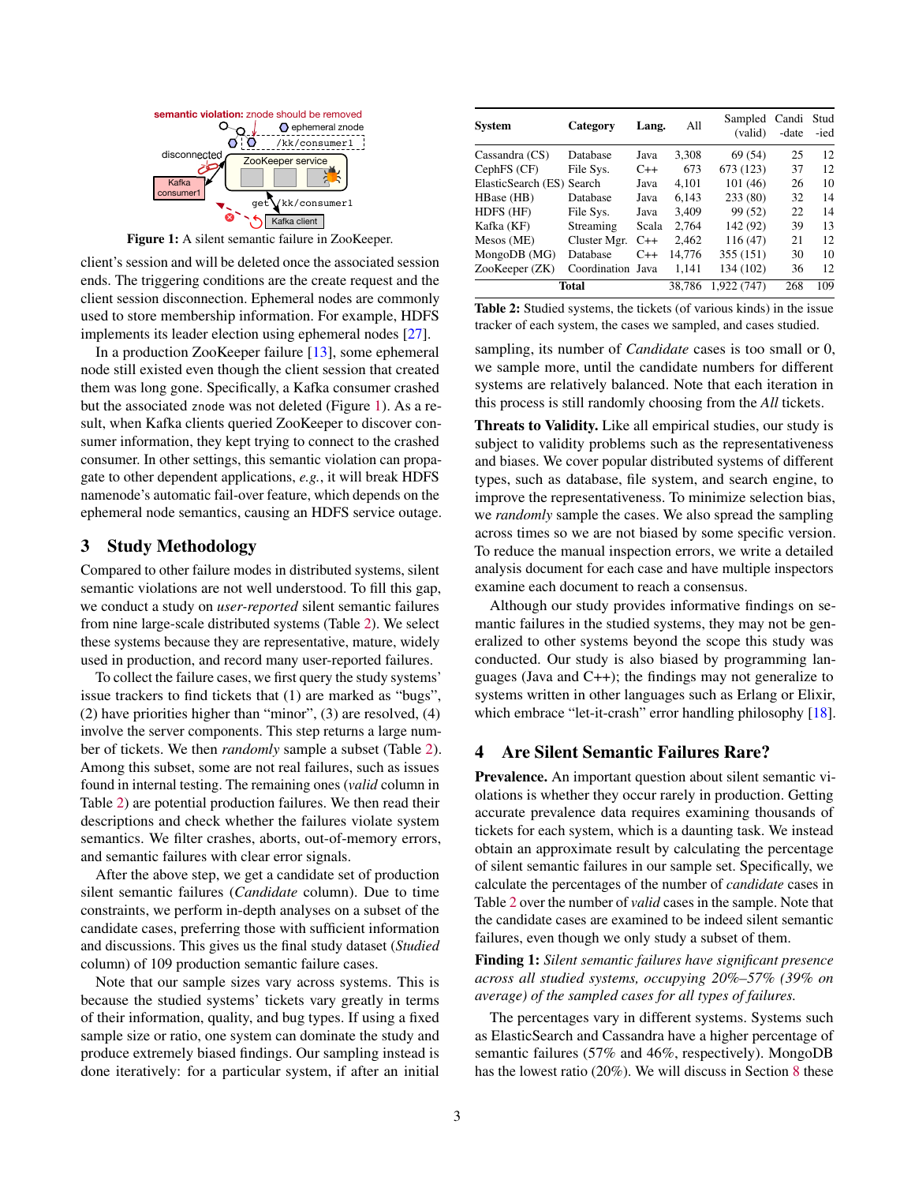semantic violation: znode should be removed

ephemeral znode

/kk/consumer1

disconnected

ZooKeeper service

Kafka consumer1

get /kk/consumer1

Kafka client

**Figure 1:** A silent semantic failure in ZooKeeper.

client's session and will be deleted once the associated session ends. The triggering conditions are the create request and the client session disconnection. Ephemeral nodes are commonly used to store membership information. For example, HDFS implements its leader election using ephemeral nodes [27].

In a production ZooKeeper failure [13], some ephemeral node still existed even though the client session that created them was long gone. Specifically, a Kafka consumer crashed but the associated `znode` was not deleted (Figure 1). As a result, when Kafka clients queried ZooKeeper to discover consumer information, they kept trying to connect to the crashed consumer. In other settings, this semantic violation can propagate to other dependent applications, *e.g.*, it will break HDFS namenode's automatic fail-over feature, which depends on the ephemeral node semantics, causing an HDFS service outage.

## 3 Study Methodology

Compared to other failure modes in distributed systems, silent semantic violations are not well understood. To fill this gap, we conduct a study on *user-reported* silent semantic failures from nine large-scale distributed systems (Table 2). We select these systems because they are representative, mature, widely used in production, and record many user-reported failures.

To collect the failure cases, we first query the study systems' issue trackers to find tickets that (1) are marked as "bugs", (2) have priorities higher than "minor", (3) are resolved, (4) involve the server components. This step returns a large number of tickets. We then *randomly* sample a subset (Table 2). Among this subset, some are not real failures, such as issues found in internal testing. The remaining ones (*valid* column in Table 2) are potential production failures. We then read their descriptions and check whether the failures violate system semantics. We filter crashes, aborts, out-of-memory errors, and semantic failures with clear error signals.

After the above step, we get a candidate set of production silent semantic failures (*Candidate* column). Due to time constraints, we perform in-depth analysis on a subset of the candidate cases, preferring those with sufficient information and discussions. This gives us the final study dataset (*Studied* column) of 109 production semantic failure cases.

Note that our sample sizes vary across systems. This is because the studied systems' tickets vary greatly in terms of their information, quality, and bug types. If using a fixed sample size or ratio, one system can dominate the study and produce extremely biased findings. Our sampling instead is done iteratively: for a particular system, if after an initial sampling, its number of *Candidate* cases is too small or 0, we sample more, until the candidate numbers for different systems are relatively balanced. Note that each iteration in this process is still randomly choosing from the *All* tickets.

| System | Category | Lang. | All | Sampled (valid) | Candi -date | Stud -ied |
|---|---|---|---|---|---|---|
| Cassandra (CS) | Database | Java | 3,308 | 69 (54) | 25 | 12 |
| CephFS (CF) | File Sys. | C++ | 673 | 673 (123) | 37 | 12 |
| ElasticSearch (ES) | Search | Java | 4,101 | 101 (46) | 26 | 10 |
| HBase (HB) | Database | Java | 6,143 | 233 (80) | 32 | 14 |
| HDFS (HF) | File Sys. | Java | 3,409 | 99 (52) | 22 | 14 |
| Kafka (KF) | Streaming | Scala | 2,764 | 142 (92) | 39 | 13 |
| Mesos (ME) | Cluster Mgr. | C++ | 2,462 | 116 (47) | 21 | 12 |
| MongoDB (MG) | Database | C++ | 14,776 | 355 (151) | 30 | 10 |
| ZooKeeper (ZK) | Coordination | Java | 1,141 | 134 (102) | 36 | 12 |
| **Total** | | | 38,786 | 1,922 (747) | 268 | 109 |

**Table 2:** Studied systems, the tickets (of various kinds) in the issue tracker of each system, the cases we sampled, and cases studied.

**Threats to Validity.** Like all empirical studies, our study is subject to validity problems such as the representativeness and biases. We cover popular distributed systems of different types, such as database, file system, and search engine, to improve the representativeness. To minimize selection bias, we *randomly* sample the cases. We also spread the sampling across times so we are not biased by some specific version. To reduce the manual inspection errors, we write a detailed analysis document for each case and have multiple inspectors examine each document to reach a consensus.

Although our study provides informative findings on semantic failures in the studied systems, they may not be generalized to other systems beyond the scope this study was conducted. Our study is also biased by programming languages (Java and C++); the findings may not generalize to systems written in other languages such as Erlang or Elixir, which embrace "let-it-crash" error handling philosophy [18].

## 4 Are Silent Semantic Failures Rare?

**Prevalence.** An important question about silent semantic violations is whether they occur rarely in production. Getting accurate prevalence data requires examining thousands of tickets for each system, which is a daunting task. We instead obtain an approximate result by calculating the percentage of silent semantic failures in our sample set. Specifically, we calculate the percentages of the number of *candidate* cases in Table 2 over the number of *valid* cases in the sample. Note that the candidate cases are examined to be indeed silent semantic failures, even though we only study a subset of them.

**Finding 1:** *Silent semantic failures have significant presence across all studied systems, occupying 20%–57% (39% on average) of the sampled cases for all types of failures.*

The percentages vary in different systems. Systems such as ElasticSearch and Cassandra have a higher percentage of semantic failures (57% and 46%, respectively). MongoDB has the lowest ratio (20%). We will discuss in Section 8 these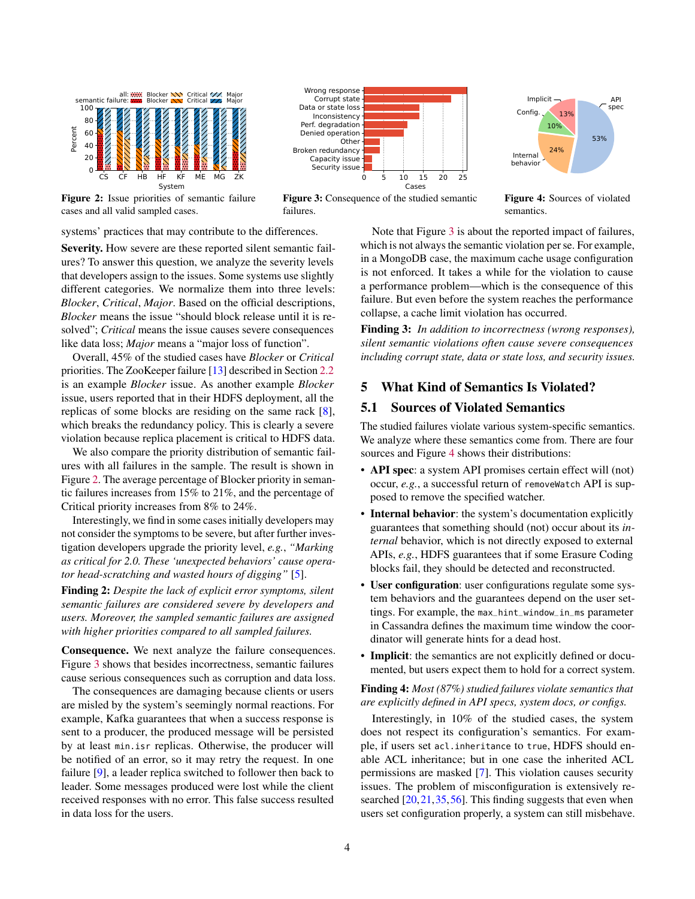**Figure 2:** Issue priorities of semantic failure cases and all valid sampled cases.

**Figure 3:** Consequence of the studied semantic failures.

**Figure 4:** Sources of violated semantics.

systems' practices that may contribute to the differences.

**Severity.** How severe are these reported silent semantic failures? To answer this question, we analyze the severity levels that developers assign to the issues. Some systems use slightly different categories. We normalize them into three levels: *Blocker*, *Critical*, *Major*. Based on the official descriptions, *Blocker* means the issue "should block release until it is resolved"; *Critical* means the issue causes severe consequences like data loss; *Major* means a "major loss of function".

Overall, 45% of the studied cases have *Blocker* or *Critical* priorities. The ZooKeeper failure [13] described in Section 2.2 is an example *Blocker* issue. As another example *Blocker* issue, users reported that in their HDFS deployment, all the replicas of some blocks are residing on the same rack [8], which breaks the redundancy policy. This is clearly a severe violation because replica placement is critical to HDFS data.

We also compare the priority distribution of semantic failures with all failures in the sample. The result is shown in Figure 2. The average percentage of Blocker priority in semantic failures increases from 15% to 21%, and the percentage of Critical priority increases from 8% to 24%.

Interestingly, we find in some cases initially developers may not consider the symptoms to be severe, but after further investigation developers upgrade the priority level, *e.g.*, *"Marking as critical for 2.0. These 'unexpected behaviors' cause operator head-scratching and wasted hours of digging"* [5].

**Finding 2:** *Despite the lack of explicit error symptoms, silent semantic failures are considered severe by developers and users. Moreover, the sampled semantic failures are assigned with higher priorities compared to all sampled failures.*

**Consequence.** We next analyze the failure consequences. Figure 3 shows that besides incorrectness, semantic failures cause serious consequences such as corruption and data loss.

The consequences are damaging because clients or users are misled by the system's seemingly normal reactions. For example, Kafka guarantees that when a success response is sent to a producer, the produced message will be persisted by at least `min.isr` replicas. Otherwise, the producer will be notified of an error, so it may retry the request. In one failure [9], a leader replica switched to follower then back to leader. Some messages produced were lost while the client received responses with no error. This false success resulted in data loss for the users.

Note that Figure 3 is about the reported impact of failures, which is not always the semantic violation per se. For example, in a MongoDB case, the maximum cache usage configuration is not enforced. It takes a while for the violation to cause a performance problem—which is the consequence of this failure. But even before the system reaches the performance collapse, a cache limit violation has occurred.

**Finding 3:** *In addition to incorrectness (wrong responses), silent semantic violations often cause severe consequences including corrupt state, data or state loss, and security issues.*

## 5 What Kind of Semantics Is Violated?

### 5.1 Sources of Violated Semantics

The studied failures violate various system-specific semantics. We analyze where these semantics come from. There are four sources and Figure 4 shows their distributions:

- **API spec**: a system API promises certain effect will (not) occur, *e.g.*, a successful return of `removeWatch` API is supposed to remove the specified watcher.
- **Internal behavior**: the system's documentation explicitly guarantees that something should (not) occur about its *internal* behavior, which is not directly exposed to external APIs, *e.g.*, HDFS guarantees that if some Erasure Coding blocks fail, they should be detected and reconstructed.
- **User configuration**: user configurations regulate some system behaviors and the guarantees depend on the user settings. For example, the `max_hint_window_in_ms` parameter in Cassandra defines the maximum time window the coordinator will generate hints for a dead host.
- **Implicit**: the semantics are not explicitly defined or documented, but users expect them to hold for a correct system.

**Finding 4:** *Most (87%) studied failures violate semantics that are explicitly defined in API specs, system docs, or configs.*

Interestingly, in 10% of the studied cases, the system does not respect its configuration's semantics. For example, if users set `acl.inheritance` to `true`, HDFS should enable ACL inheritance; but in one case the inherited ACL permissions are masked [7]. This violation causes security issues. The problem of misconfiguration is extensively researched [20, 21, 35, 56]. This finding suggests that even when users set configuration properly, a system can still misbehave.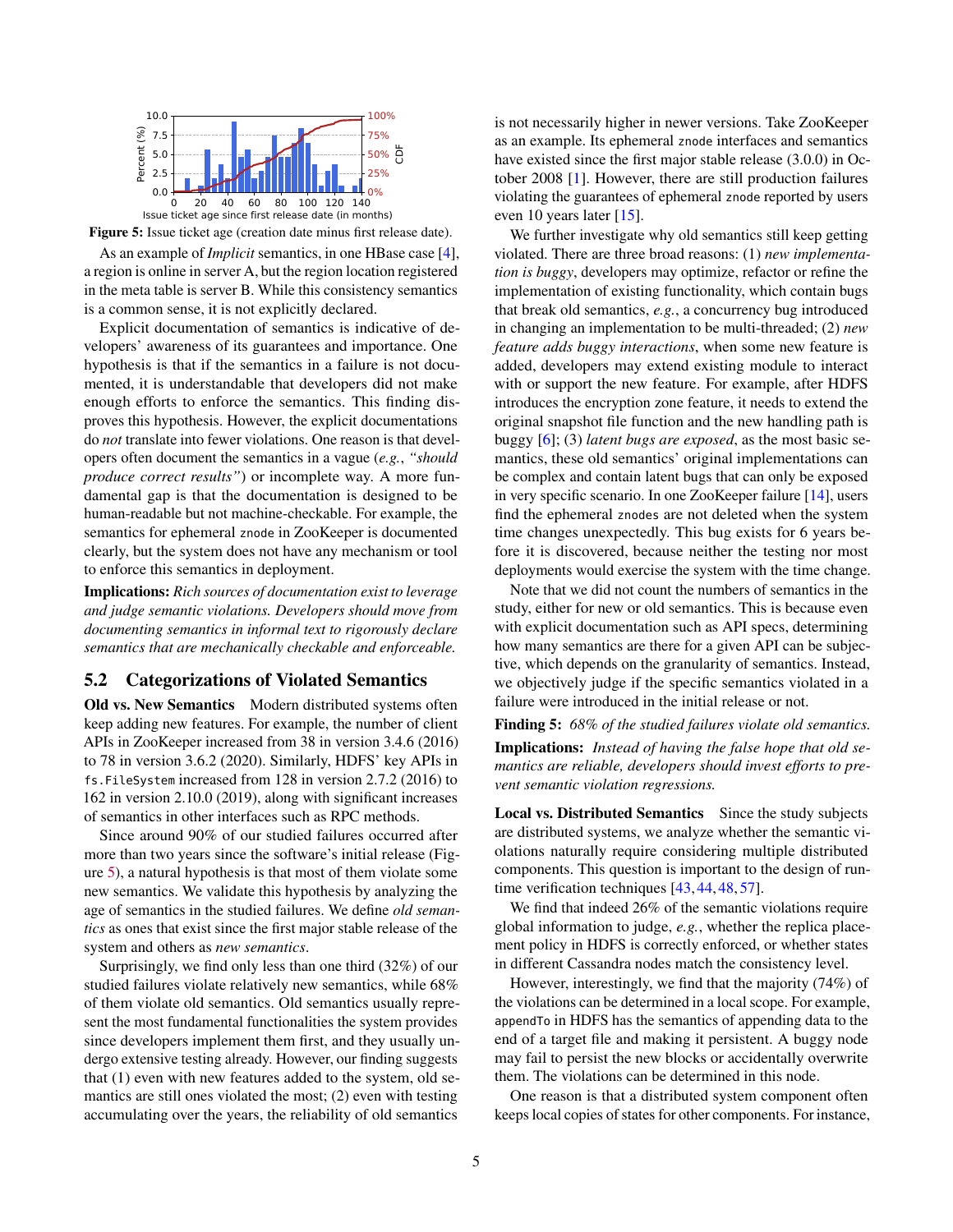Figure 5: Issue ticket age (creation date minus first release date).

As an example of *Implicit* semantics, in one HBase case [4], a region is online in server A, but the region location registered in the meta table is server B. While this consistency semantics is a common sense, it is not explicitly declared.

Explicit documentation of semantics is indicative of developers' awareness of its guarantees and importance. One hypothesis is that if the semantics in a failure is not documented, it is understandable that developers did not make enough efforts to enforce the semantics. This finding disproves this hypothesis. However, the explicit documentations do *not* translate into fewer violations. One reason is that developers often document the semantics in a vague (*e.g.*, *"should produce correct results"*) or incomplete way. A more fundamental gap is that the documentation is designed to be human-readable but not machine-checkable. For example, the semantics for ephemeral `znode` in ZooKeeper is documented clearly, but the system does not have any mechanism or tool to enforce this semantics in deployment.

**Implications:** *Rich sources of documentation exist to leverage and judge semantic violations. Developers should move from documenting semantics in informal text to rigorously declare semantics that are mechanically checkable and enforceable.*

## 5.2 Categorizations of Violated Semantics

**Old vs. New Semantics** Modern distributed systems often keep adding new features. For example, the number of client APIs in ZooKeeper increased from 38 in version 3.4.6 (2016) to 78 in version 3.6.2 (2020). Similarly, HDFS' key APIs in `fs.FileSystem` increased from 128 in version 2.7.2 (2016) to 162 in version 2.10.0 (2019), along with significant increases of semantics in other interfaces such as RPC methods.

Since around 90% of our studied failures occurred after more than two years since the software's initial release (Figure 5), a natural hypothesis is that most of them violate some new semantics. We validate this hypothesis by analyzing the age of semantics in the studied failures. We define *old semantics* as ones that exist since the first major stable release of the system and others as *new semantics*.

Surprisingly, we find only less than one third (32%) of our studied failures violate relatively new semantics, while 68% of them violate old semantics. Old semantics usually represent the most fundamental functionalities the system provides since developers implement them first, and they usually undergo extensive testing already. However, our finding suggests that (1) even with new features added to the system, old semantics are still ones violated the most; (2) even with testing accumulating over the years, the reliability of old semantics is not necessarily higher in newer versions. Take ZooKeeper as an example. Its ephemeral `znode` interfaces and semantics have existed since the first major stable release (3.0.0) in October 2008 [1]. However, there are still production failures violating the guarantees of ephemeral `znode` reported by users even 10 years later [15].

We further investigate why old semantics still keep getting violated. There are three broad reasons: (1) *new implementation is buggy*, developers may optimize, refactor or refine the implementation of existing functionality, which contain bugs that break old semantics, *e.g.*, a concurrency bug introduced in changing an implementation to be multi-threaded; (2) *new feature adds buggy interactions*, when some new feature is added, developers may extend existing module to interact with or support the new feature. For example, after HDFS introduces the encryption zone feature, it needs to extend the original snapshot file function and the new handling path is buggy [6]; (3) *latent bugs are exposed*, as the most basic semantics, these old semantics' original implementations can be complex and contain latent bugs that can only be exposed in very specific scenario. In one ZooKeeper failure [14], users find the ephemeral `znodes` are not deleted when the system time changes unexpectedly. This bug exists for 6 years before it is discovered, because neither the testing nor most deployments would exercise the system with the time change.

Note that we did not count the numbers of semantics in the study, either for new or old semantics. This is because even with explicit documentation such as API specs, determining how many semantics are there for a given API can be subjective, which depends on the granularity of semantics. Instead, we objectively judge if the specific semantics violated in a failure were introduced in the initial release or not.

**Finding 5:** *68% of the studied failures violate old semantics.*

**Implications:** *Instead of having the false hope that old semantics are reliable, developers should invest efforts to prevent semantic violation regressions.*

**Local vs. Distributed Semantics** Since the study subjects are distributed systems, we analyze whether the semantic violations naturally require considering multiple distributed components. This question is important to the design of runtime verification techniques [43, 44, 48, 57].

We find that indeed 26% of the semantic violations require global information to judge, *e.g.*, whether the replica placement policy in HDFS is correctly enforced, or whether states in different Cassandra nodes match the consistency level.

However, interestingly, we find that the majority (74%) of the violations can be determined in a local scope. For example, `appendTo` in HDFS has the semantics of appending data to the end of a target file and making it persistent. A buggy node may fail to persist the new blocks or accidentally overwrite them. The violations can be determined in this node.

One reason is that a distributed system component often keeps local copies of states for other components. For instance,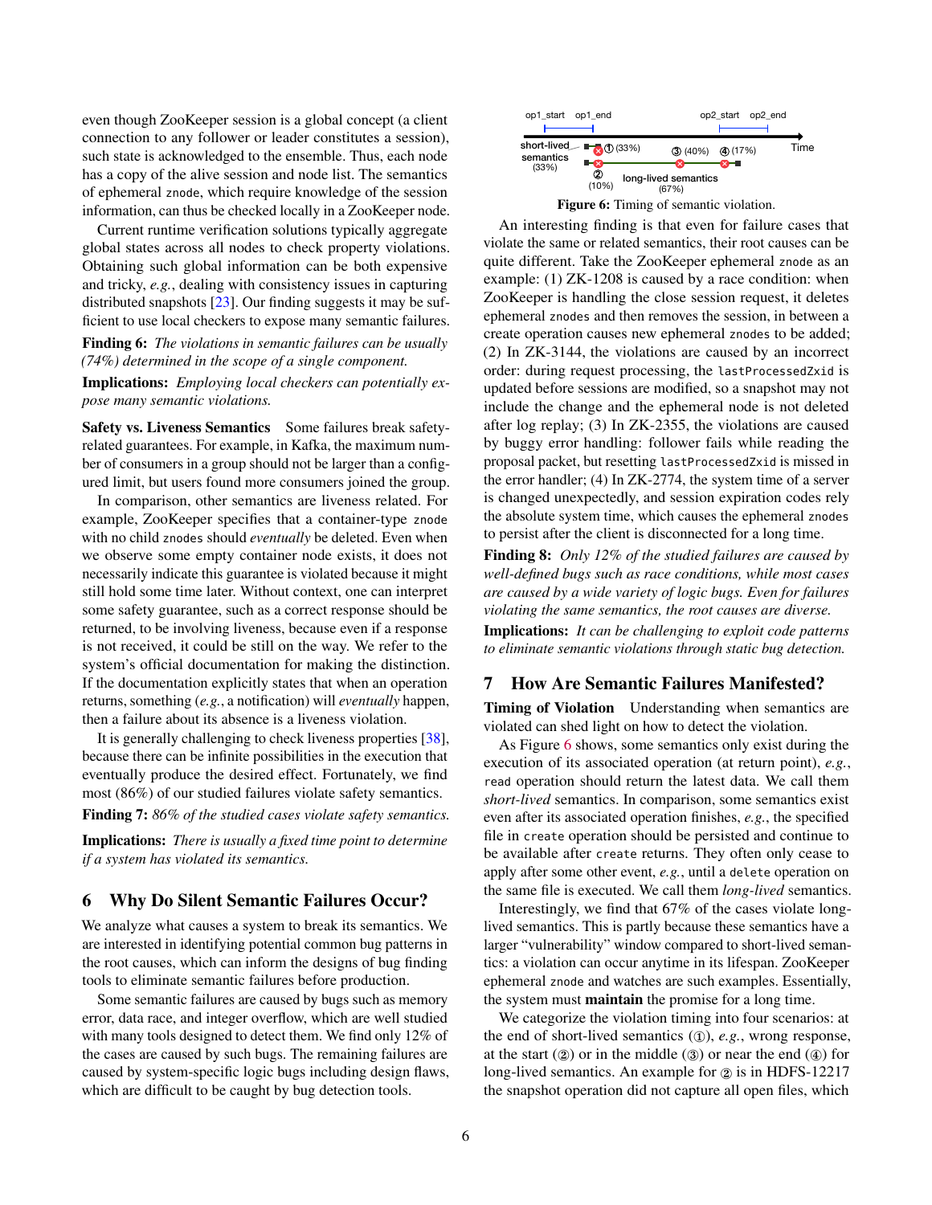even though ZooKeeper session is a global concept (a client connection to any follower or leader constitutes a session), such state is acknowledged to the ensemble. Thus, each node has a copy of the alive session and node list. The semantics of ephemeral `znode`, which require knowledge of the session information, can thus be checked locally in a ZooKeeper node.

Current runtime verification solutions typically aggregate global states across all nodes to check property violations. Obtaining such global information can be both expensive and tricky, *e.g.*, dealing with consistency issues in capturing distributed snapshots [23]. Our finding suggests it may be sufficient to use local checkers to expose many semantic failures.

**Finding 6:** *The violations in semantic failures can be usually (74%) determined in the scope of a single component.*

**Implications:** *Employing local checkers can potentially expose many semantic violations.*

**Safety vs. Liveness Semantics** Some failures break safety-related guarantees. For example, in Kafka, the maximum number of consumers in a group should not be larger than a configured limit, but users found more consumers joined the group.

In comparison, other semantics are liveness related. For example, ZooKeeper specifies that a container-type `znode` with no child `znodes` should *eventually* be deleted. Even when we observe some empty container node exists, it does not necessarily indicate this guarantee is violated because it might still hold some time later. Without context, one can interpret some safety guarantee, such as a correct response should be returned, to be involving liveness, because even if a response is not received, it could be still on the way. We refer to the system's official documentation for making the distinction. If the documentation explicitly states that when an operation returns, something (*e.g.*, a notification) will *eventually* happen, then a failure about its absence is a liveness violation.

It is generally challenging to check liveness properties [38], because there can be infinite possibilities in the execution that eventually produce the desired effect. Fortunately, we find most (86%) of our studied failures violate safety semantics.

**Finding 7:** *86% of the studied cases violate safety semantics.*

**Implications:** *There is usually a fixed time point to determine if a system has violated its semantics.*

## 6 Why Do Silent Semantic Failures Occur?

We analyze what causes a system to break its semantics. We are interested in identifying potential common bug patterns in the root causes, which can inform the designs of bug finding tools to eliminate semantic failures before production.

Some semantic failures are caused by bugs such as memory error, data race, and integer overflow, which are well studied with many tools designed to detect them. We find only 12% of the cases are caused by such bugs. The remaining failures are caused by system-specific logic bugs including design flaws, which are difficult to be caught by bug detection tools.

**Figure 6:** Timing of semantic violation.

An interesting finding is that even for failure cases that violate the same or related semantics, their root causes can be quite different. Take the ZooKeeper ephemeral `znode` as an example: (1) ZK-1208 is caused by a race condition: when ZooKeeper is handling the close session request, it deletes ephemeral `znodes` and then removes the session, in between a create operation causes new ephemeral `znodes` to be added; (2) In ZK-3144, the violations are caused by an incorrect order: during request processing, the `lastProcessedZxid` is updated before sessions are modified, so a snapshot may not include the change and the ephemeral node is not deleted after log replay; (3) In ZK-2355, the violations are caused by buggy error handling: follower fails while reading the proposal packet, but resetting `lastProcessedZxid` is missed in the error handler; (4) In ZK-2774, the system time of a server is changed unexpectedly, and session expiration codes rely the absolute system time, which causes the ephemeral `znodes` to persist after the client is disconnected for a long time.

**Finding 8:** *Only 12% of the studied failures are caused by well-defined bugs such as race conditions, while most cases are caused by a wide variety of logic bugs. Even for failures violating the same semantics, the root causes are diverse.*

**Implications:** *It can be challenging to exploit code patterns to eliminate semantic violations through static bug detection.*

## 7 How Are Semantic Failures Manifested?

**Timing of Violation** Understanding when semantics are violated can shed light on how to detect the violation.

As Figure 6 shows, some semantics only exist during the execution of its associated operation (at return point), *e.g.*, `read` operation should return the latest data. We call them *short-lived* semantics. In comparison, some semantics exist even after its associated operation finishes, *e.g.*, the specified file in `create` operation should be persisted and continue to be available after `create` returns. They often only cease to apply after some other event, *e.g.*, until a `delete` operation on the same file is executed. We call them *long-lived* semantics.

Interestingly, we find that 67% of the cases violate long-lived semantics. This is partly because these semantics have a larger "vulnerability" window compared to short-lived semantics: a violation can occur anytime in its lifespan. ZooKeeper ephemeral `znode` and watches are such examples. Essentially, the system must **maintain** the promise for a long time.

We categorize the violation timing into four scenarios: at the end of short-lived semantics (①), *e.g.*, wrong response, at the start (②) or in the middle (③) or near the end (④) for long-lived semantics. An example for ② is in HDFS-12217 the snapshot operation did not capture all open files, which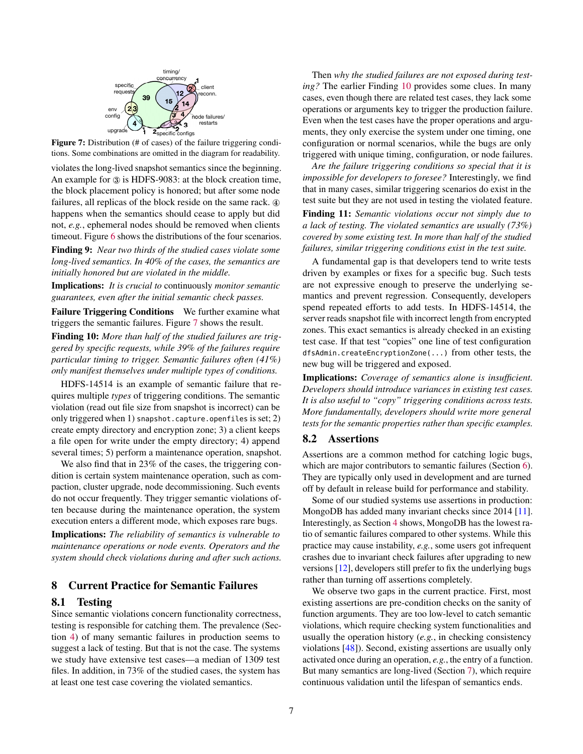Figure 7: Distribution (# of cases) of the failure triggering conditions. Some combinations are omitted in the diagram for readability.

violates the long-lived snapshot semantics since the beginning. An example for ③ is HDFS-9083: at the block creation time, the block placement policy is honored; but after some node failures, all replicas of the block reside on the same rack. ④ happens when the semantics should cease to apply but did not, *e.g.*, ephemeral nodes should be removed when clients timeout. Figure 6 shows the distributions of the four scenarios.

**Finding 9:** *Near two thirds of the studied cases violate some long-lived semantics. In 40% of the cases, the semantics are initially honored but are violated in the middle.*

**Implications:** *It is crucial to* continuously *monitor semantic guarantees, even after the initial semantic check passes.*

**Failure Triggering Conditions** We further examine what triggers the semantic failures. Figure 7 shows the result.

**Finding 10:** *More than half of the studied failures are triggered by specific requests, while 39% of the failures require particular timing to trigger. Semantic failures often (41%) only manifest themselves under multiple types of conditions.*

HDFS-14514 is an example of semantic failure that requires multiple *types* of triggering conditions. The semantic violation (read out file size from snapshot is incorrect) can be only triggered when 1) `snapshot.capture.openfiles` is set; 2) create empty directory and encryption zone; 3) a client keeps a file open for write under the empty directory; 4) append several times; 5) perform a maintenance operation, snapshot.

We also find that in 23% of the cases, the triggering condition is certain system maintenance operation, such as compaction, cluster upgrade, node decommissioning. Such events do not occur frequently. They trigger semantic violations often because during the maintenance operation, the system execution enters a different mode, which exposes rare bugs.

**Implications:** *The reliability of semantics is vulnerable to maintenance operations or node events. Operators and the system should check violations during and after such actions.*

# 8 Current Practice for Semantic Failures

## 8.1 Testing

Since semantic violations concern functionality correctness, testing is responsible for catching them. The prevalence (Section 4) of many semantic failures in production seems to suggest a lack of testing. But that is not the case. The systems we study have extensive test cases—a median of 1309 test files. In addition, in 73% of the studied cases, the system has at least one test case covering the violated semantics.

Then *why the studied failures are not exposed during testing?* The earlier Finding 10 provides some clues. In many cases, even though there are related test cases, they lack some operations or arguments key to trigger the production failure. Even when the test cases have the proper operations and arguments, they only exercise the system under one timing, one configuration or normal scenarios, while the bugs are only triggered with unique timing, configuration, or node failures.

*Are the failure triggering conditions so special that it is impossible for developers to foresee?* Interestingly, we find that in many cases, similar triggering scenarios do exist in the test suite but they are not used in testing the violated feature.

**Finding 11:** *Semantic violations occur not simply due to a lack of testing. The violated semantics are usually (73%) covered by some existing test. In more than half of the studied failures, similar triggering conditions exist in the test suite.*

A fundamental gap is that developers tend to write tests driven by examples or fixes for a specific bug. Such tests are not expressive enough to preserve the underlying semantics and prevent regression. Consequently, developers spend repeated efforts to add tests. In HDFS-14514, the server reads snapshot file with incorrect length from encrypted zones. This exact semantics is already checked in an existing test case. If that test "copies" one line of test configuration `dfsAdmin.createEncryptionZone(...)` from other tests, the new bug will be triggered and exposed.

**Implications:** *Coverage of semantics alone is insufficient. Developers should introduce variances in existing test cases. It is also useful to "copy" triggering conditions across tests. More fundamentally, developers should write more general tests for the semantic properties rather than specific examples.*

## 8.2 Assertions

Assertions are a common method for catching logic bugs, which are major contributors to semantic failures (Section 6). They are typically only used in development and are turned off by default in release build for performance and stability.

Some of our studied systems use assertions in production: MongoDB has added many invariant checks since 2014 [11]. Interestingly, as Section 4 shows, MongoDB has the lowest ratio of semantic failures compared to other systems. While this practice may cause instability, *e.g.*, some users got infrequent crashes due to invariant check failures after upgrading to new versions [12], developers still prefer to fix the underlying bugs rather than turning off assertions completely.

We observe two gaps in the current practice. First, most existing assertions are pre-condition checks on the sanity of function arguments. They are too low-level to catch semantic violations, which require checking system functionalities and usually the operation history (*e.g.*, in checking consistency violations [48]). Second, existing assertions are usually only activated once during an operation, *e.g.*, the entry of a function. But many semantics are long-lived (Section 7), which require continuous validation until the lifespan of semantics ends.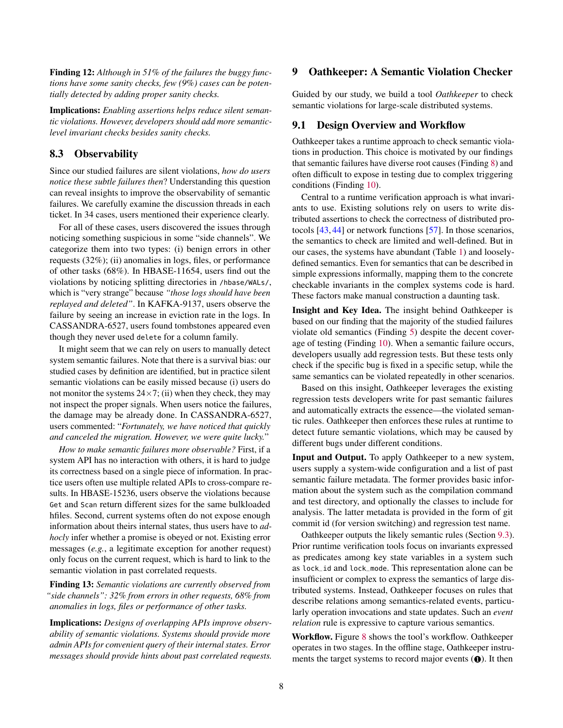**Finding 12:** *Although in 51% of the failures the buggy functions have some sanity checks, few (9%) cases can be potentially detected by adding proper sanity checks.*

**Implications:** *Enabling assertions helps reduce silent semantic violations. However, developers should add more semantic-level invariant checks besides sanity checks.*

### 8.3 Observability

Since our studied failures are silent violations, *how do users notice these subtle failures then*? Understanding this question can reveal insights to improve the observability of semantic failures. We carefully examine the discussion threads in each ticket. In 34 cases, users mentioned their experience clearly.

For all of these cases, users discovered the issues through noticing something suspicious in some "side channels". We categorize them into two types: (i) benign errors in other requests (32%); (ii) anomalies in logs, files, or performance of other tasks (68%). In HBASE-11654, users find out the violations by noticing splitting directories in `/hbase/WALs/`, which is "very strange" because *"those logs should have been replayed and deleted"*. In KAFKA-9137, users observe the failure by seeing an increase in eviction rate in the logs. In CASSANDRA-6527, users found tombstones appeared even though they never used `delete` for a column family.

It might seem that we can rely on users to manually detect system semantic failures. Note that there is a survival bias: our studied cases by definition are identified, but in practice silent semantic violations can be easily missed because (i) users do not monitor the systems $24\times7$; (ii) when they check, they may not inspect the proper signals. When users notice the failures, the damage may be already done. In CASSANDRA-6527, users commented: "*Fortunately, we have noticed that quickly and canceled the migration. However, we were quite lucky.*"

*How to make semantic failures more observable?* First, if a system API has no interaction with others, it is hard to judge its correctness based on a single piece of information. In practice users often use multiple related APIs to cross-compare results. In HBASE-15236, users observe the violations because `Get` and `Scan` return different sizes for the same bulkloaded hfiles. Second, current systems often do not expose enough information about theirs internal states, thus users have to *ad-hocly* infer whether a promise is obeyed or not. Existing error messages (*e.g.*, a legitimate exception for another request) only focus on the current request, which is hard to link to the semantic violation in past correlated requests.

**Finding 13:** *Semantic violations are currently observed from "side channels": 32% from errors in other requests, 68% from anomalies in logs, files or performance of other tasks.*

**Implications:** *Designs of overlapping APIs improve observability of semantic violations. Systems should provide more admin APIs for convenient query of their internal states. Error messages should provide hints about past correlated requests.*

## 9 Oathkeeper: A Semantic Violation Checker

Guided by our study, we build a tool *Oathkeeper* to check semantic violations for large-scale distributed systems.

### 9.1 Design Overview and Workflow

Oathkeeper takes a runtime approach to check semantic violations in production. This choice is motivated by our findings that semantic failures have diverse root causes (Finding 8) and often difficult to expose in testing due to complex triggering conditions (Finding 10).

Central to a runtime verification approach is what invariants to use. Existing solutions rely on users to write distributed assertions to check the correctness of distributed protocols [43, 44] or network functions [57]. In those scenarios, the semantics to check are limited and well-defined. But in our cases, the systems have abundant (Table 1) and loosely-defined semantics. Even for semantics that can be described in simple expressions informally, mapping them to the concrete checkable invariants in the complex systems code is hard. These factors make manual construction a daunting task.

**Insight and Key Idea.** The insight behind Oathkeeper is based on our finding that the majority of the studied failures violate old semantics (Finding 5) despite the decent coverage of testing (Finding 10). When a semantic failure occurs, developers usually add regression tests. But these tests only check if the specific bug is fixed in a specific setup, while the same semantics can be violated repeatedly in other scenarios.

Based on this insight, Oathkeeper leverages the existing regression tests developers write for past semantic failures and automatically extracts the essence—the violated semantic rules. Oathkeeper then enforces these rules at runtime to detect future semantic violations, which may be caused by different bugs under different conditions.

**Input and Output.** To apply Oathkeeper to a new system, users supply a system-wide configuration and a list of past semantic failure metadata. The former provides basic information about the system such as the compilation command and test directory, and optionally the classes to include for analysis. The latter metadata is provided in the form of git commit id (for version switching) and regression test name.

Oathkeeper outputs the likely semantic rules (Section 9.3). Prior runtime verification tools focus on invariants expressed as predicates among key state variables in a system such as `lock_id` and `lock_mode`. This representation alone can be insufficient or complex to express the semantics of large distributed systems. Instead, Oathkeeper focuses on rules that describe relations among semantics-related events, particularly operation invocations and state updates. Such an *event relation* rule is expressive to capture various semantics.

**Workflow.** Figure 8 shows the tool's workflow. Oathkeeper operates in two stages. In the offline stage, Oathkeeper instruments the target systems to record major events (❶). It then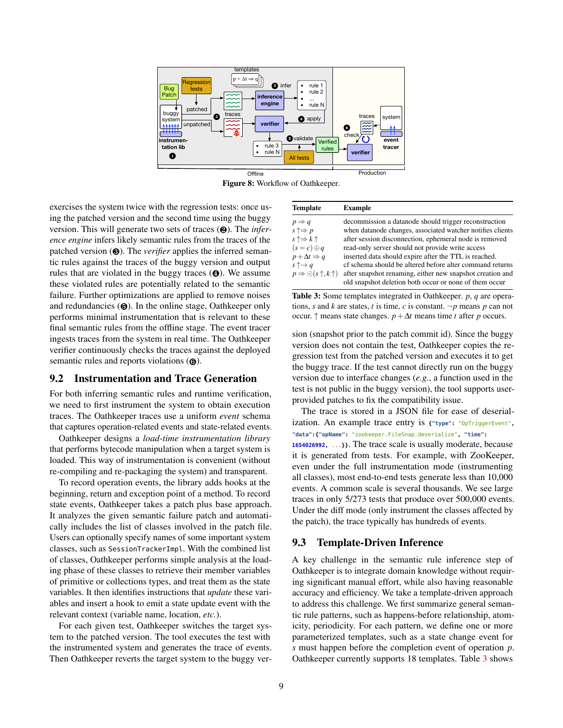**Figure 8:** Workflow of Oathkeeper.

exercises the system twice with the regression tests: once using the patched version and the second time using the buggy version. This will generate two sets of traces (❷). The *inference engine* infers likely semantic rules from the traces of the patched version (❸). The *verifier* applies the inferred semantic rules against the traces of the buggy version and output rules that are violated in the buggy traces (❹). We assume these violated rules are potentially related to the semantic failure. Further optimizations are applied to remove noises and redundancies (❺). In the online stage, Oathkeeper only performs minimal instrumentation that is relevant to these final semantic rules from the offline stage. The event tracer ingests traces from the system in real time. The Oathkeeper verifier continuously checks the traces against the deployed semantic rules and reports violations (❻).

## 9.2 Instrumentation and Trace Generation

For both inferring semantic rules and runtime verification, we need to first instrument the system to obtain execution traces. The Oathkeeper traces use a uniform *event* schema that captures operation-related events and state-related events.

Oathkeeper designs a *load-time instrumentation library* that performs bytecode manipulation when a target system is loaded. This way of instrumentation is convenient (without re-compiling and re-packaging the system) and transparent.

To record operation events, the library adds hooks at the beginning, return and exception point of a method. To record state events, Oathkeeper takes a patch plus base approach. It analyzes the given semantic failure patch and automatically includes the list of classes involved in the patch file. Users can optionally specify names of some important system classes, such as `SessionTrackerImpl`. With the combined list of classes, Oathkeeper performs simple analysis at the loading phase of these classes to retrieve their member variables of primitive or collections types, and treat them as the state variables. It then identifies instructions that *update* these variables and insert a hook to emit a state update event with the relevant context (variable name, location, *etc.*).

For each given test, Oathkeeper switches the target system to the patched version. The tool executes the test with the instrumented system and generates the trace of events. Then Oathkeeper reverts the target system to the buggy version (snapshot prior to the patch commit id). Since the buggy version does not contain the test, Oathkeeper copies the regression test from the patched version and executes it to get the buggy trace. If the test cannot directly run on the buggy version due to interface changes (*e.g.*, a function used in the test is not public in the buggy version), the tool supports user-provided patches to fix the compatibility issue.

| Template | Example |
|---|---|
| $p \Rightarrow q$ | decommission a datanode should trigger reconstruction |
| $s\uparrow \Rightarrow p$ | when datanode changes, associated watcher notifies clients |
| $s\uparrow \Rightarrow k\uparrow$ | after session disconnection, ephemeral node is removed |
| $(s = c) \oplus q$ | read-only server should not provide write access |
| $p + \Delta t \Rightarrow q$ | inserted data should expire after the TTL is reached. |
| $s\uparrow \rightarrow q$ | cf schema should be altered before alter command returns |
| $p \Rightarrow \odot(s\uparrow, k\uparrow)$ | after snapshot renaming, either new snapshot creation and old snapshot deletion both occur or none of them occur |

**Table 3:** Some templates integrated in Oathkeeper. $p$, $q$ are operations, $s$ and $k$ are states, $t$ is time, $c$ is constant. $\neg p$ means $p$ can not occur. $\uparrow$ means state changes. $p + \Delta t$ means time $t$ after $p$ occurs.

The trace is stored in a JSON file for ease of deserialization. An example trace entry is `{"type": "OpTriggerEvent", "data":{"opName": "zookeeper.FileSnap.deserialize", "time": 1654026992, ...}}`. The trace scale is usually moderate, because it is generated from tests. For example, with ZooKeeper, even under the full instrumentation mode (instrumenting all classes), most end-to-end tests generate less than 10,000 events. A common scale is several thousands. We see large traces in only 5/273 tests that produce over 500,000 events. Under the diff mode (only instrument the classes affected by the patch), the trace typically has hundreds of events.

## 9.3 Template-Driven Inference

A key challenge in the semantic rule inference step of Oathkeeper is to integrate domain knowledge without requiring significant manual effort, while also having reasonable accuracy and efficiency. We take a template-driven approach to address this challenge. We first summarize general semantic rule patterns, such as happens-before relationship, atomicity, periodicity. For each pattern, we define one or more parameterized templates, such as a state change event for $s$ must happen before the completion event of operation $p$. Oathkeeper currently supports 18 templates. Table 3 shows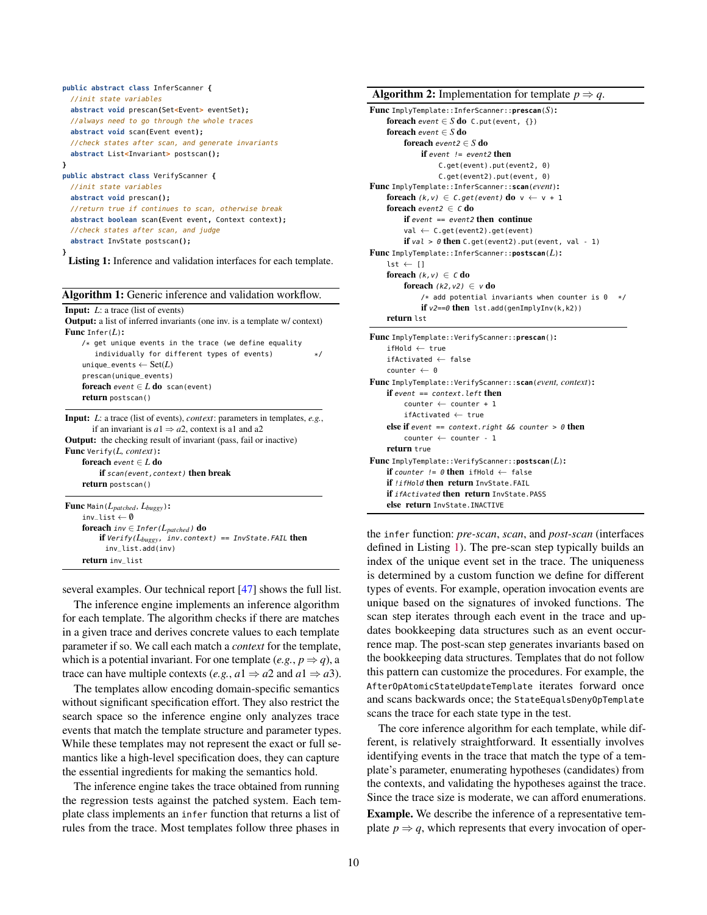```java
public abstract class InferScanner {
  //init state variables
  abstract void prescan(Set<Event> eventSet);
  //always need to go through the whole traces
  abstract void scan(Event event);
  //check states after scan, and generate invariants
  abstract List<Invariant> postscan();
}
public abstract class VerifyScanner {
  //init state variables
  abstract void prescan();
  //return true if continues to scan, otherwise break
  abstract boolean scan(Event event, Context context);
  //check states after scan, and judge
  abstract InvState postscan();
}
```

**Listing 1:** Inference and validation interfaces for each template.

**Algorithm 1:** Generic inference and validation workflow.

**Input:** $L$: a trace (list of events)
**Output:** a list of inferred invariants (one inv. is a template w/ context)

```
Func Infer(L):
    /* get unique events in the trace (we define equality
       individually for different types of events)        */
    unique_events ← Set(L)
    prescan(unique_events)
    foreach event ∈ L do scan(event)
    return postscan()
```

**Input:** $L$: a trace (list of events), *context*: parameters in templates, *e.g.*, if an invariant is $a1 \Rightarrow a2$, context is a1 and a2
**Output:** the checking result of invariant (pass, fail or inactive)

```
Func Verify(L, context):
    foreach event ∈ L do
        if scan(event,context) then break
    return postscan()
```

```
Func Main(L_patched, L_buggy):
    inv_list ← ∅
    foreach inv ∈ Infer(L_patched) do
        if Verify(L_buggy, inv.context) == InvState.FAIL then
            inv_list.add(inv)
    return inv_list
```

several examples. Our technical report [47] shows the full list.

The inference engine implements an inference algorithm for each template. The algorithm checks if there are matches in a given trace and derives concrete values to each template parameter if so. We call each match a *context* for the template, which is a potential invariant. For one template (*e.g.*, $p \Rightarrow q$), a trace can have multiple contexts (*e.g.*, $a1 \Rightarrow a2$ and $a1 \Rightarrow a3$).

The templates allow encoding domain-specific semantics without significant specification effort. They also restrict the search space so the inference engine only analyzes trace events that match the template structure and parameter types. While these templates may not represent the exact or full semantics like a high-level specification does, they can capture the essential ingredients for making the semantics hold.

The inference engine takes the trace obtained from running the regression tests against the patched system. Each template class implements an `infer` function that returns a list of rules from the trace. Most templates follow three phases in

**Algorithm 2:** Implementation for template $p \Rightarrow q$.

```
Func ImplyTemplate::InferScanner::prescan(S):
    foreach event ∈ S do C.put(event, {})
    foreach event ∈ S do
        foreach event2 ∈ S do
            if event != event2 then
                C.get(event).put(event2, 0)
                C.get(event2).put(event, 0)
Func ImplyTemplate::InferScanner::scan(event):
    foreach (k,v) ∈ C.get(event) do v ← v + 1
    foreach event2 ∈ C do
        if event == event2 then continue
        val ← C.get(event2).get(event)
        if val > 0 then C.get(event2).put(event, val - 1)
Func ImplyTemplate::InferScanner::postscan(L):
    lst ← []
    foreach (k,v) ∈ C do
        foreach (k2,v2) ∈ v do
            /* add potential invariants when counter is 0   */
            if v2==0 then lst.add(genImplyInv(k,k2))
    return lst
```

```
Func ImplyTemplate::VerifyScanner::prescan():
    ifHold ← true
    ifActivated ← false
    counter ← 0
Func ImplyTemplate::VerifyScanner::scan(event, context):
    if event == context.left then
        counter ← counter + 1
        ifActivated ← true
    else if event == context.right && counter > 0 then
        counter ← counter - 1
    return true
Func ImplyTemplate::VerifyScanner::postscan(L):
    if counter != 0 then ifHold ← false
    if !ifHold then return InvState.FAIL
    if ifActivated then return InvState.PASS
    else return InvState.INACTIVE
```

the `infer` function: *pre-scan*, *scan*, and *post-scan* (interfaces defined in Listing 1). The pre-scan step typically builds an index of the unique event set in the trace. The uniqueness is determined by a custom function we define for different types of events. For example, operation invocation events are unique based on the signatures of invoked functions. The scan step iterates through each event in the trace and updates bookkeeping data structures such as an event occurrence map. The post-scan step generates invariants based on the bookkeeping data structures. Templates that do not follow this pattern can customize the procedures. For example, the `AfterOpAtomicStateUpdateTemplate` iterates forward once and scans backwards once; the `StateEqualsDenyOpTemplate` scans the trace for each state type in the test.

The core inference algorithm for each template, while different, is relatively straightforward. It essentially involves identifying events in the trace that match the type of a template's parameter, enumerating hypotheses (candidates) from the contexts, and validating the hypotheses against the trace. Since the trace size is moderate, we can afford enumerations.

**Example.** We describe the inference of a representative template $p \Rightarrow q$, which represents that every invocation of oper-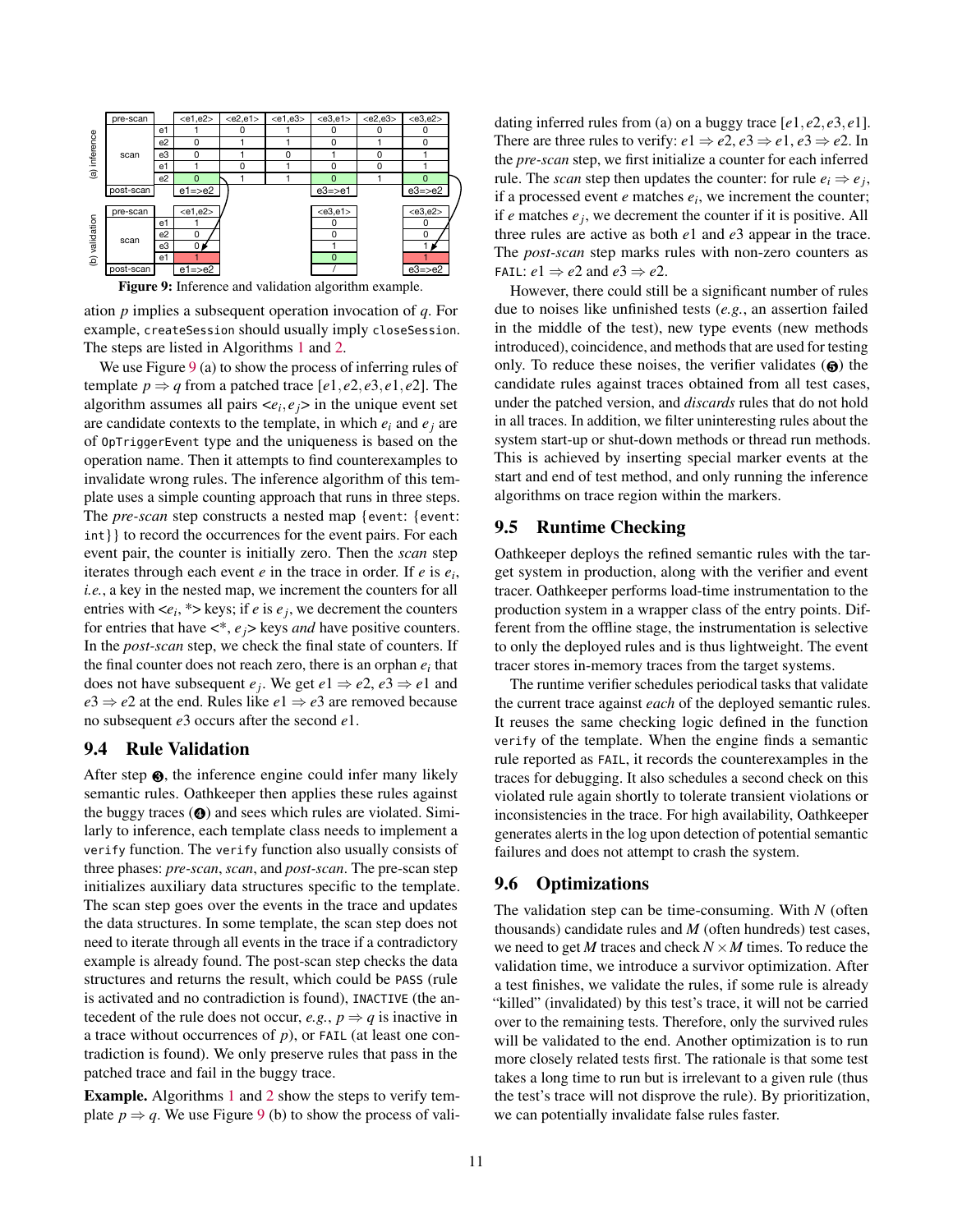**(a) inference**

| pre-scan | | <e1,e2> | <e2,e1> | <e1,e3> | <e3,e1> | <e2,e3> | <e3,e2> |
|---|---|---|---|---|---|---|---|
| scan | e1 | 1 | 0 | 1 | 0 | 0 | 0 |
| | e2 | 0 | 1 | 1 | 0 | 1 | 0 |
| | e3 | 0 | 1 | 0 | 1 | 0 | 1 |
| | e1 | 1 | 0 | 1 | 0 | 0 | 1 |
| | e2 | 0 | 1 | 1 | 0 | 1 | 0 |
| post-scan | | e1=>e2 | | | e3=>e1 | | e3=>e2 |

**(b) validation**

| pre-scan | | <e1,e2> | <e3,e1> | <e3,e2> |
|---|---|---|---|---|
| scan | e1 | 1 | 0 | 0 |
| | e2 | 0 | 0 | 0 |
| | e3 | 0 | 1 | 1 |
| | e1 | 1 | 0 | 1 |
| post-scan | | e1=>e2 | / | e3=>e2 |

**Figure 9:** Inference and validation algorithm example.

ation $p$ implies a subsequent operation invocation of $q$. For example, `createSession` should usually imply `closeSession`. The steps are listed in Algorithms 1 and 2.

We use Figure 9 (a) to show the process of inferring rules of template $p \Rightarrow q$ from a patched trace $[e1, e2, e3, e1, e2]$. The algorithm assumes all pairs $<e_i, e_j>$ in the unique event set are candidate contexts to the template, in which $e_i$ and $e_j$ are of `OpTriggerEvent` type and the uniqueness is based on the operation name. Then it attempts to find counterexamples to invalidate wrong rules. The inference algorithm of this template uses a simple counting approach that runs in three steps. The *pre-scan* step constructs a nested map `{event: {event: int}}` to record the occurrences for the event pairs. For each event pair, the counter is initially zero. Then the *scan* step iterates through each event $e$ in the trace in order. If $e$ is $e_i$, *i.e.*, a key in the nested map, we increment the counters for all entries with $<e_i, *>$ keys; if $e$ is $e_j$, we decrement the counters for entries that have $<*, e_j>$ keys *and* have positive counters. In the *post-scan* step, we check the final state of counters. If the final counter does not reach zero, there is an orphan $e_i$ that does not have subsequent $e_j$. We get $e1 \Rightarrow e2$, $e3 \Rightarrow e1$ and $e3 \Rightarrow e2$ at the end. Rules like $e1 \Rightarrow e3$ are removed because no subsequent $e3$ occurs after the second $e1$.

## 9.4 Rule Validation

After step ❸, the inference engine could infer many likely semantic rules. Oathkeeper then applies these rules against the buggy traces (❹) and sees which rules are violated. Similarly to inference, each template class needs to implement a `verify` function. The `verify` function also usually consists of three phases: *pre-scan*, *scan*, and *post-scan*. The pre-scan step initializes auxiliary data structures specific to the template. The scan step goes over the events in the trace and updates the data structures. In some template, the scan step does not need to iterate through all events in the trace if a contradictory example is already found. The post-scan step checks the data structures and returns the result, which could be `PASS` (rule is activated and no contradiction is found), `INACTIVE` (the antecedent of the rule does not occur, *e.g.*, $p \Rightarrow q$ is inactive in a trace without occurrences of $p$), or `FAIL` (at least one contradiction is found). We only preserve rules that pass in the patched trace and fail in the buggy trace.

**Example.** Algorithms 1 and 2 show the steps to verify template $p \Rightarrow q$. We use Figure 9 (b) to show the process of validating inferred rules from (a) on a buggy trace $[e1, e2, e3, e1]$. There are three rules to verify: $e1 \Rightarrow e2$, $e3 \Rightarrow e1$, $e3 \Rightarrow e2$. In the *pre-scan* step, we first initialize a counter for each inferred rule. The *scan* step then updates the counter: for rule $e_i \Rightarrow e_j$, if a processed event $e$ matches $e_i$, we increment the counter; if $e$ matches $e_j$, we decrement the counter if it is positive. All three rules are active as both $e1$ and $e3$ appear in the trace. The *post-scan* step marks rules with non-zero counters as `FAIL`: $e1 \Rightarrow e2$ and $e3 \Rightarrow e2$.

However, there could still be a significant number of rules due to noises like unfinished tests (*e.g.*, an assertion failed in the middle of the test), new type events (new methods introduced), coincidence, and methods that are used for testing only. To reduce these noises, the verifier validates (❺) the candidate rules against traces obtained from all test cases, under the patched version, and *discards* rules that do not hold in all traces. In addition, we filter uninteresting rules about the system start-up or shut-down methods or thread run methods. This is achieved by inserting special marker events at the start and end of test method, and only running the inference algorithms on trace region within the markers.

## 9.5 Runtime Checking

Oathkeeper deploys the refined semantic rules with the target system in production, along with the verifier and event tracer. Oathkeeper performs load-time instrumentation to the production system in a wrapper class of the entry points. Different from the offline stage, the instrumentation is selective to only the deployed rules and is thus lightweight. The event tracer stores in-memory traces from the target systems.

The runtime verifier schedules periodical tasks that validate the current trace against *each* of the deployed semantic rules. It reuses the same checking logic defined in the function `verify` of the template. When the engine finds a semantic rule reported as `FAIL`, it records the counterexamples in the traces for debugging. It also schedules a second check on this violated rule again shortly to tolerate transient violations or inconsistencies in the trace. For high availability, Oathkeeper generates alerts in the log upon detection of potential semantic failures and does not attempt to crash the system.

## 9.6 Optimizations

The validation step can be time-consuming. With $N$ (often thousands) candidate rules and $M$ (often hundreds) test cases, we need to get $M$ traces and check $N \times M$ times. To reduce the validation time, we introduce a survivor optimization. After a test finishes, we validate the rules, if some rule is already "killed" (invalidated) by this test's trace, it will not be carried over to the remaining tests. Therefore, only the survived rules will be validated to the end. Another optimization is to run more closely related tests first. The rationale is that some test takes a long time to run but is irrelevant to a given rule (thus the test's trace will not disprove the rule). By prioritization, we can potentially invalidate false rules faster.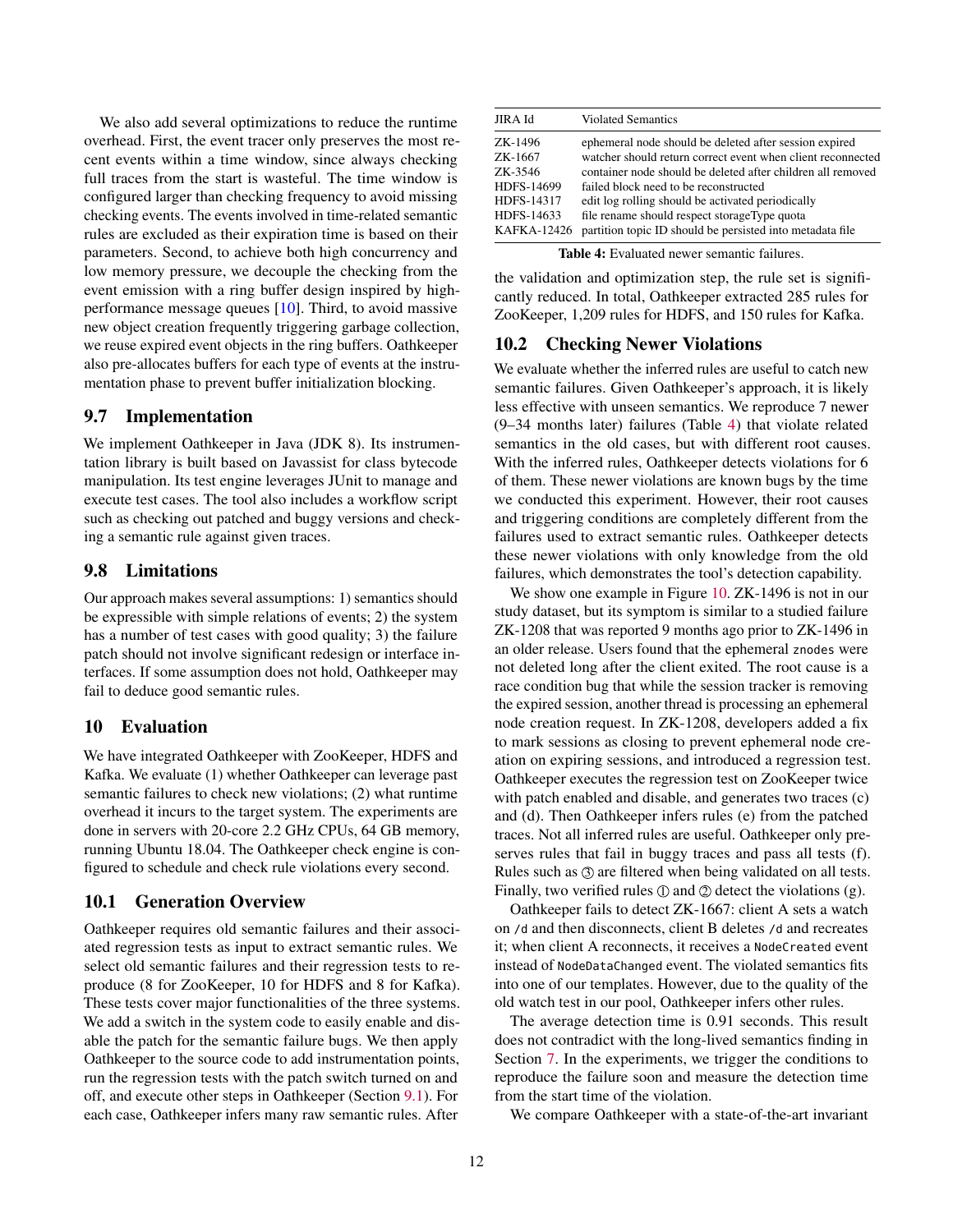We also add several optimizations to reduce the runtime overhead. First, the event tracer only preserves the most recent events within a time window, since always checking full traces from the start is wasteful. The time window is configured larger than checking frequency to avoid missing checking events. The events involved in time-related semantic rules are excluded as their expiration time is based on their parameters. Second, to achieve both high concurrency and low memory pressure, we decouple the checking from the event emission with a ring buffer design inspired by high-performance message queues [10]. Third, to avoid massive new object creation frequently triggering garbage collection, we reuse expired event objects in the ring buffers. Oathkeeper also pre-allocates buffers for each type of events at the instrumentation phase to prevent buffer initialization blocking.

## 9.7 Implementation

We implement Oathkeeper in Java (JDK 8). Its instrumentation library is built based on Javassist for class bytecode manipulation. Its test engine leverages JUnit to manage and execute test cases. The tool also includes a workflow script such as checking out patched and buggy versions and checking a semantic rule against given traces.

## 9.8 Limitations

Our approach makes several assumptions: 1) semantics should be expressible with simple relations of events; 2) the system has a number of test cases with good quality; 3) the failure patch should not involve significant redesign or interface interfaces. If some assumption does not hold, Oathkeeper may fail to deduce good semantic rules.

# 10 Evaluation

We have integrated Oathkeeper with ZooKeeper, HDFS and Kafka. We evaluate (1) whether Oathkeeper can leverage past semantic failures to check new violations; (2) what runtime overhead it incurs to the target system. The experiments are done in servers with 20-core 2.2 GHz CPUs, 64 GB memory, running Ubuntu 18.04. The Oathkeeper check engine is configured to schedule and check rule violations every second.

## 10.1 Generation Overview

Oathkeeper requires old semantic failures and their associated regression tests as input to extract semantic rules. We select old semantic failures and their regression tests to reproduce (8 for ZooKeeper, 10 for HDFS and 8 for Kafka). These tests cover major functionalities of the three systems. We add a switch in the system code to easily enable and disable the patch for the semantic failure bugs. We then apply Oathkeeper to the source code to add instrumentation points, run the regression tests with the patch switch turned on and off, and execute other steps in Oathkeeper (Section 9.1). For each case, Oathkeeper infers many raw semantic rules. After the validation and optimization step, the rule set is significantly reduced. In total, Oathkeeper extracted 285 rules for ZooKeeper, 1,209 rules for HDFS, and 150 rules for Kafka.

| JIRA Id | Violated Semantics |
|---|---|
| ZK-1496 | ephemeral node should be deleted after session expired |
| ZK-1667 | watcher should return correct event when client reconnected |
| ZK-3546 | container node should be deleted after children all removed |
| HDFS-14699 | failed block need to be reconstructed |
| HDFS-14317 | edit log rolling should be activated periodically |
| HDFS-14633 | file rename should respect storageType quota |
| KAFKA-12426 | partition topic ID should be persisted into metadata file |

**Table 4:** Evaluated newer semantic failures.

## 10.2 Checking Newer Violations

We evaluate whether the inferred rules are useful to catch new semantic failures. Given Oathkeeper's approach, it is likely less effective with unseen semantics. We reproduce 7 newer (9–34 months later) failures (Table 4) that violate related semantics in the old cases, but with different root causes. With the inferred rules, Oathkeeper detects violations for 6 of them. These newer violations are known bugs by the time we conducted this experiment. However, their root causes and triggering conditions are completely different from the failures used to extract semantic rules. Oathkeeper detects these newer violations with only knowledge from the old failures, which demonstrates the tool's detection capability.

We show one example in Figure 10. ZK-1496 is not in our study dataset, but its symptom is similar to a studied failure ZK-1208 that was reported 9 months ago prior to ZK-1496 in an older release. Users found that the ephemeral `znodes` were not deleted long after the client exited. The root cause is a race condition bug that while the session tracker is removing the expired session, another thread is processing an ephemeral node creation request. In ZK-1208, developers added a fix to mark sessions as closing to prevent ephemeral node creation on expiring sessions, and introduced a regression test. Oathkeeper executes the regression test on ZooKeeper twice with patch enabled and disable, and generates two traces (c) and (d). Then Oathkeeper infers rules (e) from the patched traces. Not all inferred rules are useful. Oathkeeper only preserves rules that fail in buggy traces and pass all tests (f). Rules such as ③ are filtered when being validated on all tests. Finally, two verified rules ① and ② detect the violations (g).

Oathkeeper fails to detect ZK-1667: client A sets a watch on `/d` and then disconnects, client B deletes `/d` and recreates it; when client A reconnects, it receives a `NodeCreated` event instead of `NodeDataChanged` event. The violated semantics fits into one of our templates. However, due to the quality of the old watch test in our pool, Oathkeeper infers other rules.

The average detection time is 0.91 seconds. This result does not contradict with the long-lived semantics finding in Section 7. In the experiments, we trigger the conditions to reproduce the failure soon and measure the detection time from the start time of the violation.

We compare Oathkeeper with a state-of-the-art invariant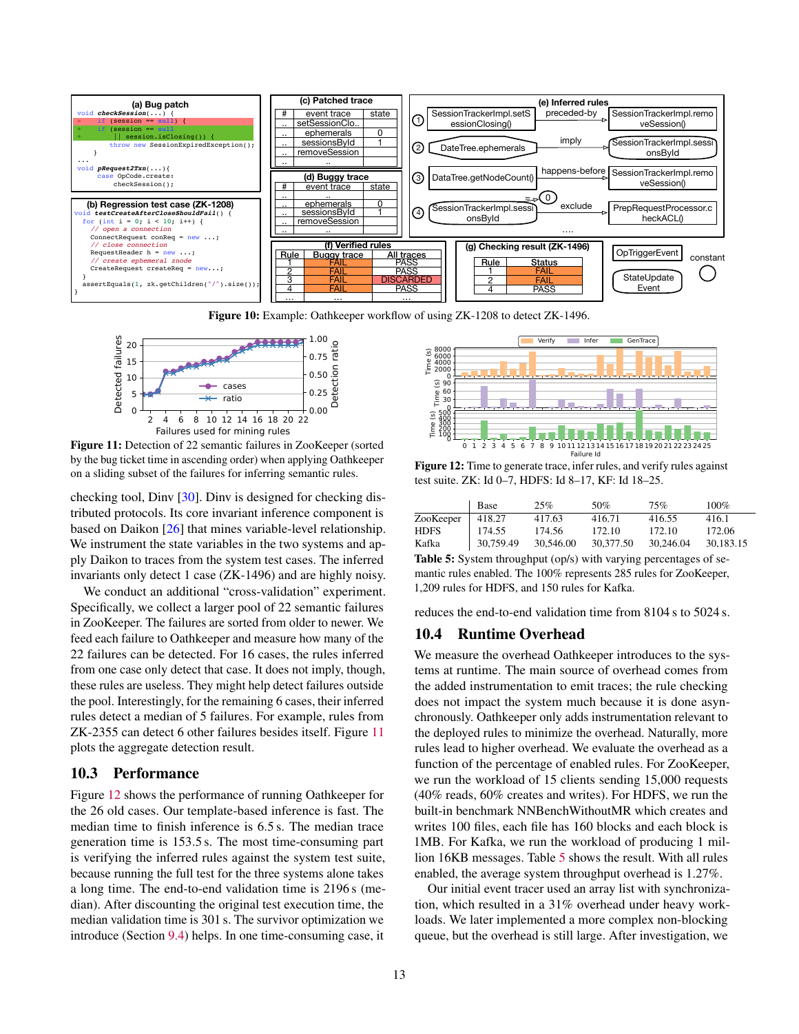**Figure 10:** Example: Oathkeeper workflow of using ZK-1208 to detect ZK-1496.

**Figure 11:** Detection of 22 semantic failures in ZooKeeper (sorted by the bug ticket time in ascending order) when applying Oathkeeper on a sliding subset of the failures for inferring semantic rules.

checking tool, Dinv [30]. Dinv is designed for checking distributed protocols. Its core invariant inference component is based on Daikon [26] that mines variable-level relationship. We instrument the state variables in the two systems and apply Daikon to traces from the system test cases. The inferred invariants only detect 1 case (ZK-1496) and are highly noisy.

We conduct an additional "cross-validation" experiment. Specifically, we collect a larger pool of 22 semantic failures in ZooKeeper. The failures are sorted from older to newer. We feed each failure to Oathkeeper and measure how many of the 22 failures can be detected. For 16 cases, the rules inferred from one case only detect that case. It does not imply, though, these rules are useless. They might help detect failures outside the pool. Interestingly, for the remaining 6 cases, their inferred rules detect a median of 5 failures. For example, rules from ZK-2355 can detect 6 other failures besides itself. Figure 11 plots the aggregate detection result.

## 10.3 Performance

Figure 12 shows the performance of running Oathkeeper for the 26 old cases. Our template-based inference is fast. The median time to finish inference is 6.5 s. The median trace generation time is 153.5 s. The most time-consuming part is verifying the inferred rules against the system test suite, because running the full test for the three systems alone takes a long time. The end-to-end validation time is 2196 s (median). After discounting the original test execution time, the median validation time is 301 s. The survivor optimization we introduce (Section 9.4) helps. In one time-consuming case, it reduces the end-to-end validation time from 8104 s to 5024 s.

**Figure 12:** Time to generate trace, infer rules, and verify rules against test suite. ZK: Id 0–7, HDFS: Id 8–17, KF: Id 18–25.

| | Base | 25% | 50% | 75% | 100% |
|---|---|---|---|---|---|
| ZooKeeper | 418.27 | 417.63 | 416.71 | 416.55 | 416.1 |
| HDFS | 174.55 | 174.56 | 172.10 | 172.10 | 172.06 |
| Kafka | 30,759.49 | 30,546.00 | 30,377.50 | 30,246.04 | 30,183.15 |

**Table 5:** System throughput (op/s) with varying percentages of semantic rules enabled. The 100% represents 285 rules for ZooKeeper, 1,209 rules for HDFS, and 150 rules for Kafka.

## 10.4 Runtime Overhead

We measure the overhead Oathkeeper introduces to the systems at runtime. The main source of overhead comes from the added instrumentation to emit traces; the rule checking does not impact the system much because it is done asynchronously. Oathkeeper only adds instrumentation relevant to the deployed rules to minimize the overhead. Naturally, more rules lead to higher overhead. We evaluate the overhead as a function of the percentage of enabled rules. For ZooKeeper, we run the workload of 15 clients sending 15,000 requests (40% reads, 60% creates and writes). For HDFS, we run the built-in benchmark NNBenchWithoutMR which creates and writes 100 files, each file has 160 blocks and each block is 1MB. For Kafka, we run the workload of producing 1 million 16KB messages. Table 5 shows the result. With all rules enabled, the average system throughput overhead is 1.27%.

Our initial event tracer used an array list with synchronization, which resulted in a 31% overhead under heavy workloads. We later implemented a more complex non-blocking queue, but the overhead is still large. After investigation, we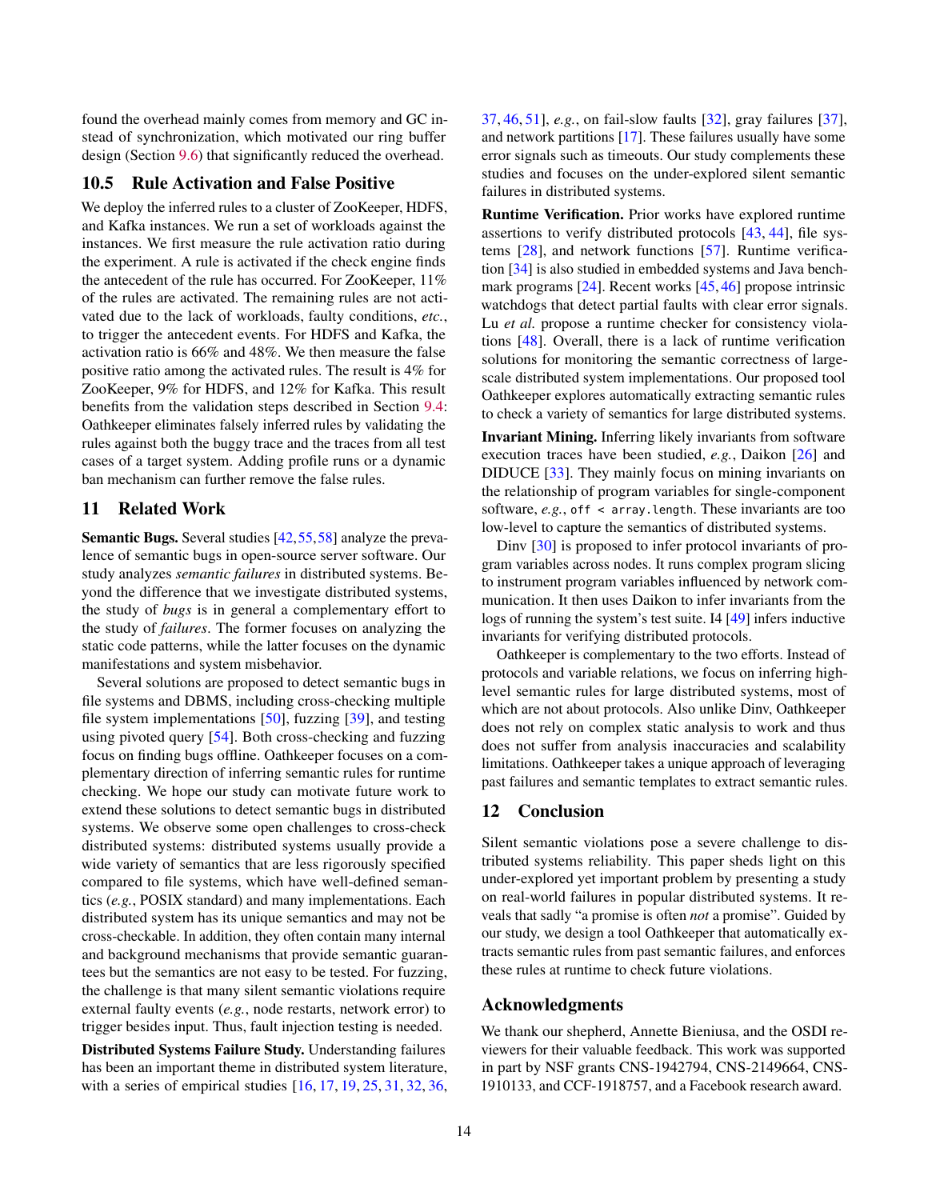found the overhead mainly comes from memory and GC instead of synchronization, which motivated our ring buffer design (Section 9.6) that significantly reduced the overhead.

### 10.5 Rule Activation and False Positive

We deploy the inferred rules to a cluster of ZooKeeper, HDFS, and Kafka instances. We run a set of workloads against the instances. We first measure the rule activation ratio during the experiment. A rule is activated if the check engine finds the antecedent of the rule has occurred. For ZooKeeper, 11% of the rules are activated. The remaining rules are not activated due to the lack of workloads, faulty conditions, *etc.*, to trigger the antecedent events. For HDFS and Kafka, the activation ratio is 66% and 48%. We then measure the false positive ratio among the activated rules. The result is 4% for ZooKeeper, 9% for HDFS, and 12% for Kafka. This result benefits from the validation steps described in Section 9.4: Oathkeeper eliminates falsely inferred rules by validating the rules against both the buggy trace and the traces from all test cases of a target system. Adding profile runs or a dynamic ban mechanism can further remove the false rules.

## 11 Related Work

**Semantic Bugs.** Several studies [42, 55, 58] analyze the prevalence of semantic bugs in open-source server software. Our study analyzes *semantic failures* in distributed systems. Beyond the difference that we investigate distributed systems, the study of *bugs* is in general a complementary effort to the study of *failures*. The former focuses on analyzing the static code patterns, while the latter focuses on the dynamic manifestations and system misbehavior.

Several solutions are proposed to detect semantic bugs in file systems and DBMS, including cross-checking multiple file system implementations [50], fuzzing [39], and testing using pivoted query [54]. Both cross-checking and fuzzing focus on finding bugs offline. Oathkeeper focuses on a complementary direction of inferring semantic rules for runtime checking. We hope our study can motivate future work to extend these solutions to detect semantic bugs in distributed systems. We observe some open challenges to cross-check distributed systems: distributed systems usually provide a wide variety of semantics that are less rigorously specified compared to file systems, which have well-defined semantics (*e.g.*, POSIX standard) and many implementations. Each distributed system has its unique semantics and may not be cross-checkable. In addition, they often contain many internal and background mechanisms that provide semantic guarantees but the semantics are not easy to be tested. For fuzzing, the challenge is that many silent semantic violations require external faulty events (*e.g.*, node restarts, network error) to trigger besides input. Thus, fault injection testing is needed.

**Distributed Systems Failure Study.** Understanding failures has been an important theme in distributed system literature, with a series of empirical studies [16, 17, 19, 25, 31, 32, 36, 37, 46, 51], *e.g.*, on fail-slow faults [32], gray failures [37], and network partitions [17]. These failures usually have some error signals such as timeouts. Our study complements these studies and focuses on the under-explored silent semantic failures in distributed systems.

**Runtime Verification.** Prior works have explored runtime assertions to verify distributed protocols [43, 44], file systems [28], and network functions [57]. Runtime verification [34] is also studied in embedded systems and Java benchmark programs [24]. Recent works [45, 46] propose intrinsic watchdogs that detect partial faults with clear error signals. Lu *et al.* propose a runtime checker for consistency violations [48]. Overall, there is a lack of runtime verification solutions for monitoring the semantic correctness of large-scale distributed system implementations. Our proposed tool Oathkeeper explores automatically extracting semantic rules to check a variety of semantics for large distributed systems.

**Invariant Mining.** Inferring likely invariants from software execution traces have been studied, *e.g.*, Daikon [26] and DIDUCE [33]. They mainly focus on mining invariants on the relationship of program variables for single-component software, *e.g.*, `off < array.length`. These invariants are too low-level to capture the semantics of distributed systems.

Dinv [30] is proposed to infer protocol invariants of program variables across nodes. It runs complex program slicing to instrument program variables influenced by network communication. It then uses Daikon to infer invariants from the logs of running the system's test suite. I4 [49] infers inductive invariants for verifying distributed protocols.

Oathkeeper is complementary to the two efforts. Instead of protocols and variable relations, we focus on inferring high-level semantic rules for large distributed systems, most of which are not about protocols. Also unlike Dinv, Oathkeeper does not rely on complex static analysis to work and thus does not suffer from analysis inaccuracies and scalability limitations. Oathkeeper takes a unique approach of leveraging past failures and semantic templates to extract semantic rules.

## 12 Conclusion

Silent semantic violations pose a severe challenge to distributed systems reliability. This paper sheds light on this under-explored yet important problem by presenting a study on real-world failures in popular distributed systems. It reveals that sadly "a promise is often *not* a promise". Guided by our study, we design a tool Oathkeeper that automatically extracts semantic rules from past semantic failures, and enforces these rules at runtime to check future violations.

## Acknowledgments

We thank our shepherd, Annette Bieniusa, and the OSDI reviewers for their valuable feedback. This work was supported in part by NSF grants CNS-1942794, CNS-2149664, CNS-1910133, and CCF-1918757, and a Facebook research award.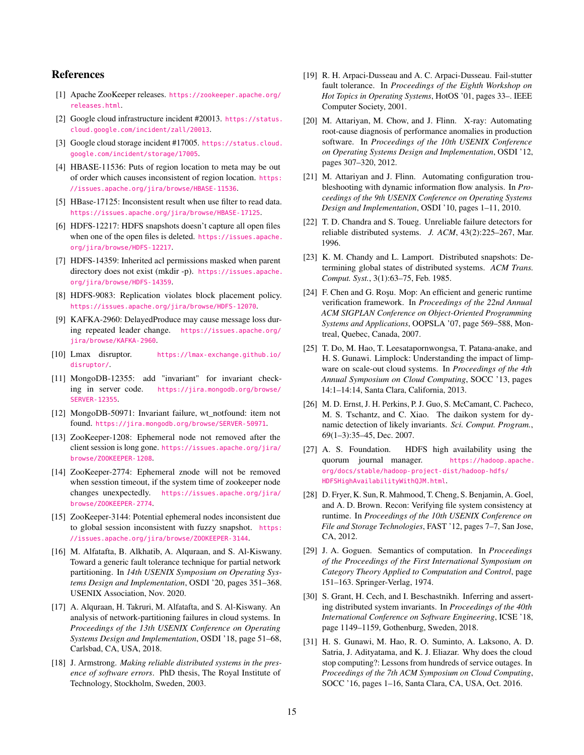## References

[1] Apache ZooKeeper releases. https://zookeeper.apache.org/releases.html.

[2] Google cloud infrastructure incident #20013. https://status.cloud.google.com/incident/zall/20013.

[3] Google cloud storage incident #17005. https://status.cloud.google.com/incident/storage/17005.

[4] HBASE-11536: Puts of region location to meta may be out of order which causes inconsistent of region location. https://issues.apache.org/jira/browse/HBASE-11536.

[5] HBase-17125: Inconsistent result when use filter to read data. https://issues.apache.org/jira/browse/HBASE-17125.

[6] HDFS-12217: HDFS snapshots doesn't capture all open files when one of the open files is deleted. https://issues.apache.org/jira/browse/HDFS-12217.

[7] HDFS-14359: Inherited acl permissions masked when parent directory does not exist (mkdir -p). https://issues.apache.org/jira/browse/HDFS-14359.

[8] HDFS-9083: Replication violates block placement policy. https://issues.apache.org/jira/browse/HDFS-12070.

[9] KAFKA-2960: DelayedProduce may cause message loss during repeated leader change. https://issues.apache.org/jira/browse/KAFKA-2960.

[10] Lmax disruptor. https://lmax-exchange.github.io/disruptor/.

[11] MongoDB-12355: add "invariant" for invariant checking in server code. https://jira.mongodb.org/browse/SERVER-12355.

[12] MongoDB-50971: Invariant failure, wt_notfound: item not found. https://jira.mongodb.org/browse/SERVER-50971.

[13] ZooKeeper-1208: Ephemeral node not removed after the client session is long gone. https://issues.apache.org/jira/browse/ZOOKEEPER-1208.

[14] ZooKeeper-2774: Ephemeral znode will not be removed when sesstion timeout, if the system time of zookeeper node changes unexpectedly. https://issues.apache.org/jira/browse/ZOOKEEPER-2774.

[15] ZooKeeper-3144: Potential ephemeral nodes inconsistent due to global session inconsistent with fuzzy snapshot. https://issues.apache.org/jira/browse/ZOOKEEPER-3144.

[16] M. Alfatafta, B. Alkhatib, A. Alquraan, and S. Al-Kiswany. Toward a generic fault tolerance technique for partial network partitioning. In *14th USENIX Symposium on Operating Systems Design and Implementation*, OSDI '20, pages 351–368. USENIX Association, Nov. 2020.

[17] A. Alquraan, H. Takruri, M. Alfatafta, and S. Al-Kiswany. An analysis of network-partitioning failures in cloud systems. In *Proceedings of the 13th USENIX Conference on Operating Systems Design and Implementation*, OSDI '18, page 51–68, Carlsbad, CA, USA, 2018.

[18] J. Armstrong. *Making reliable distributed systems in the presence of software errors*. PhD thesis, The Royal Institute of Technology, Stockholm, Sweden, 2003.

[19] R. H. Arpaci-Dusseau and A. C. Arpaci-Dusseau. Fail-stutter fault tolerance. In *Proceedings of the Eighth Workshop on Hot Topics in Operating Systems*, HotOS '01, pages 33–. IEEE Computer Society, 2001.

[20] M. Attariyan, M. Chow, and J. Flinn. X-ray: Automating root-cause diagnosis of performance anomalies in production software. In *Proceedings of the 10th USENIX Conference on Operating Systems Design and Implementation*, OSDI '12, pages 307–320, 2012.

[21] M. Attariyan and J. Flinn. Automating configuration troubleshooting with dynamic information flow analysis. In *Proceedings of the 9th USENIX Conference on Operating Systems Design and Implementation*, OSDI '10, pages 1–11, 2010.

[22] T. D. Chandra and S. Toueg. Unreliable failure detectors for reliable distributed systems. *J. ACM*, 43(2):225–267, Mar. 1996.

[23] K. M. Chandy and L. Lamport. Distributed snapshots: Determining global states of distributed systems. *ACM Trans. Comput. Syst.*, 3(1):63–75, Feb. 1985.

[24] F. Chen and G. Roşu. Mop: An efficient and generic runtime verification framework. In *Proceedings of the 22nd Annual ACM SIGPLAN Conference on Object-Oriented Programming Systems and Applications*, OOPSLA '07, page 569–588, Montreal, Quebec, Canada, 2007.

[25] T. Do, M. Hao, T. Leesatapornwongsa, T. Patana-anake, and H. S. Gunawi. Limplock: Understanding the impact of limpware on scale-out cloud systems. In *Proceedings of the 4th Annual Symposium on Cloud Computing*, SOCC '13, pages 14:1–14:14, Santa Clara, California, 2013.

[26] M. D. Ernst, J. H. Perkins, P. J. Guo, S. McCamant, C. Pacheco, M. S. Tschantz, and C. Xiao. The daikon system for dynamic detection of likely invariants. *Sci. Comput. Program.*, 69(1–3):35–45, Dec. 2007.

[27] A. S. Foundation. HDFS high availability using the quorum journal manager. https://hadoop.apache.org/docs/stable/hadoop-project-dist/hadoop-hdfs/HDFSHighAvailabilityWithQJM.html.

[28] D. Fryer, K. Sun, R. Mahmood, T. Cheng, S. Benjamin, A. Goel, and A. D. Brown. Recon: Verifying file system consistency at runtime. In *Proceedings of the 10th USENIX Conference on File and Storage Technologies*, FAST '12, pages 7–7, San Jose, CA, 2012.

[29] J. A. Goguen. Semantics of computation. In *Proceedings of the Proceedings of the First International Symposium on Category Theory Applied to Computation and Control*, page 151–163. Springer-Verlag, 1974.

[30] S. Grant, H. Cech, and I. Beschastnikh. Inferring and asserting distributed system invariants. In *Proceedings of the 40th International Conference on Software Engineering*, ICSE '18, page 1149–1159, Gothenburg, Sweden, 2018.

[31] H. S. Gunawi, M. Hao, R. O. Suminto, A. Laksono, A. D. Satria, J. Adityatama, and K. J. Eliazar. Why does the cloud stop computing?: Lessons from hundreds of service outages. In *Proceedings of the 7th ACM Symposium on Cloud Computing*, SOCC '16, pages 1–16, Santa Clara, CA, USA, Oct. 2016.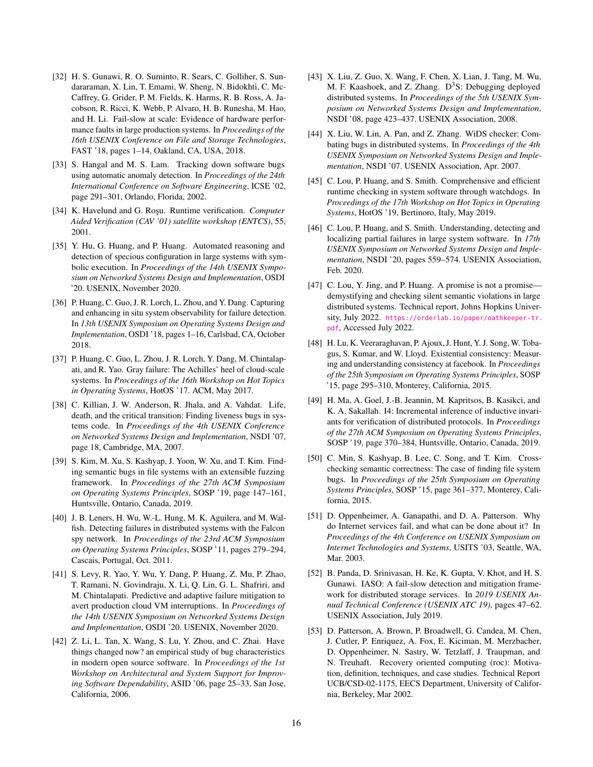[32] H. S. Gunawi, R. O. Suminto, R. Sears, C. Golliher, S. Sundararaman, X. Lin, T. Emami, W. Sheng, N. Bidokhti, C. McCaffrey, G. Grider, P. M. Fields, K. Harms, R. B. Ross, A. Jacobson, R. Ricci, K. Webb, P. Alvaro, H. B. Runesha, M. Hao, and H. Li. Fail-slow at scale: Evidence of hardware performance faults in large production systems. In *Proceedings of the 16th USENIX Conference on File and Storage Technologies*, FAST '18, pages 1–14, Oakland, CA, USA, 2018.

[33] S. Hangal and M. S. Lam. Tracking down software bugs using automatic anomaly detection. In *Proceedings of the 24th International Conference on Software Engineering*, ICSE '02, page 291–301, Orlando, Florida, 2002.

[34] K. Havelund and G. Roşu. Runtime verification. *Computer Aided Verification (CAV '01) satellite workshop (ENTCS)*, 55, 2001.

[35] Y. Hu, G. Huang, and P. Huang. Automated reasoning and detection of specious configuration in large systems with symbolic execution. In *Proceedings of the 14th USENIX Symposium on Networked Systems Design and Implementation*, OSDI '20. USENIX, November 2020.

[36] P. Huang, C. Guo, J. R. Lorch, L. Zhou, and Y. Dang. Capturing and enhancing in situ system observability for failure detection. In *13th USENIX Symposium on Operating Systems Design and Implementation*, OSDI '18, pages 1–16, Carlsbad, CA, October 2018.

[37] P. Huang, C. Guo, L. Zhou, J. R. Lorch, Y. Dang, M. Chintalapati, and R. Yao. Gray failure: The Achilles' heel of cloud-scale systems. In *Proceedings of the 16th Workshop on Hot Topics in Operating Systems*, HotOS '17. ACM, May 2017.

[38] C. Killian, J. W. Anderson, R. Jhala, and A. Vahdat. Life, death, and the critical transition: Finding liveness bugs in systems code. In *Proceedings of the 4th USENIX Conference on Networked Systems Design and Implementation*, NSDI '07, page 18, Cambridge, MA, 2007.

[39] S. Kim, M. Xu, S. Kashyap, J. Yoon, W. Xu, and T. Kim. Finding semantic bugs in file systems with an extensible fuzzing framework. In *Proceedings of the 27th ACM Symposium on Operating Systems Principles*, SOSP '19, page 147–161, Huntsville, Ontario, Canada, 2019.

[40] J. B. Leners, H. Wu, W.-L. Hung, M. K. Aguilera, and M. Walfish. Detecting failures in distributed systems with the Falcon spy network. In *Proceedings of the 23rd ACM Symposium on Operating Systems Principles*, SOSP '11, pages 279–294, Cascais, Portugal, Oct. 2011.

[41] S. Levy, R. Yao, Y. Wu, Y. Dang, P. Huang, Z. Mu, P. Zhao, T. Ramani, N. Govindraju, X. Li, Q. Lin, G. L. Shafriri, and M. Chintalapati. Predictive and adaptive failure mitigation to avert production cloud VM interruptions. In *Proceedings of the 14th USENIX Symposium on Networked Systems Design and Implementation*, OSDI '20. USENIX, November 2020.

[42] Z. Li, L. Tan, X. Wang, S. Lu, Y. Zhou, and C. Zhai. Have things changed now? an empirical study of bug characteristics in modern open source software. In *Proceedings of the 1st Workshop on Architectural and System Support for Improving Software Dependability*, ASID '06, page 25–33, San Jose, California, 2006.

[43] X. Liu, Z. Guo, X. Wang, F. Chen, X. Lian, J. Tang, M. Wu, M. F. Kaashoek, and Z. Zhang. D$^3$S: Debugging deployed distributed systems. In *Proceedings of the 5th USENIX Symposium on Networked Systems Design and Implementation*, NSDI '08, page 423–437. USENIX Association, 2008.

[44] X. Liu, W. Lin, A. Pan, and Z. Zhang. WiDS checker: Combating bugs in distributed systems. In *Proceedings of the 4th USENIX Symposium on Networked Systems Design and Implementation*, NSDI '07. USENIX Association, Apr. 2007.

[45] C. Lou, P. Huang, and S. Smith. Comprehensive and efficient runtime checking in system software through watchdogs. In *Proceedings of the 17th Workshop on Hot Topics in Operating Systems*, HotOS '19, Bertinoro, Italy, May 2019.

[46] C. Lou, P. Huang, and S. Smith. Understanding, detecting and localizing partial failures in large system software. In *17th USENIX Symposium on Networked Systems Design and Implementation*, NSDI '20, pages 559–574. USENIX Association, Feb. 2020.

[47] C. Lou, Y. Jing, and P. Huang. A promise is not a promise—demystifying and checking silent semantic violations in large distributed systems. Technical report, Johns Hopkins University, July 2022. https://orderlab.io/paper/oathkeeper-tr.pdf, Accessed July 2022.

[48] H. Lu, K. Veeraraghavan, P. Ajoux, J. Hunt, Y. J. Song, W. Tobagus, S. Kumar, and W. Lloyd. Existential consistency: Measuring and understanding consistency at facebook. In *Proceedings of the 25th Symposium on Operating Systems Principles*, SOSP '15, page 295–310, Monterey, California, 2015.

[49] H. Ma, A. Goel, J.-B. Jeannin, M. Kapritsos, B. Kasikci, and K. A. Sakallah. I4: Incremental inference of inductive invariants for verification of distributed protocols. In *Proceedings of the 27th ACM Symposium on Operating Systems Principles*, SOSP '19, page 370–384, Huntsville, Ontario, Canada, 2019.

[50] C. Min, S. Kashyap, B. Lee, C. Song, and T. Kim. Cross-checking semantic correctness: The case of finding file system bugs. In *Proceedings of the 25th Symposium on Operating Systems Principles*, SOSP '15, page 361–377, Monterey, California, 2015.

[51] D. Oppenheimer, A. Ganapathi, and D. A. Patterson. Why do Internet services fail, and what can be done about it? In *Proceedings of the 4th Conference on USENIX Symposium on Internet Technologies and Systems*, USITS '03, Seattle, WA, Mar. 2003.

[52] B. Panda, D. Srinivasan, H. Ke, K. Gupta, V. Khot, and H. S. Gunawi. IASO: A fail-slow detection and mitigation framework for distributed storage services. In *2019 USENIX Annual Technical Conference (USENIX ATC 19)*, pages 47–62. USENIX Association, July 2019.

[53] D. Patterson, A. Brown, P. Broadwell, G. Candea, M. Chen, J. Cutler, P. Enriquez, A. Fox, E. Kiciman, M. Merzbacher, D. Oppenheimer, N. Sastry, W. Tetzlaff, J. Traupman, and N. Treuhaft. Recovery oriented computing (roc): Motivation, definition, techniques, and case studies. Technical Report UCB/CSD-02-1175, EECS Department, University of California, Berkeley, Mar 2002.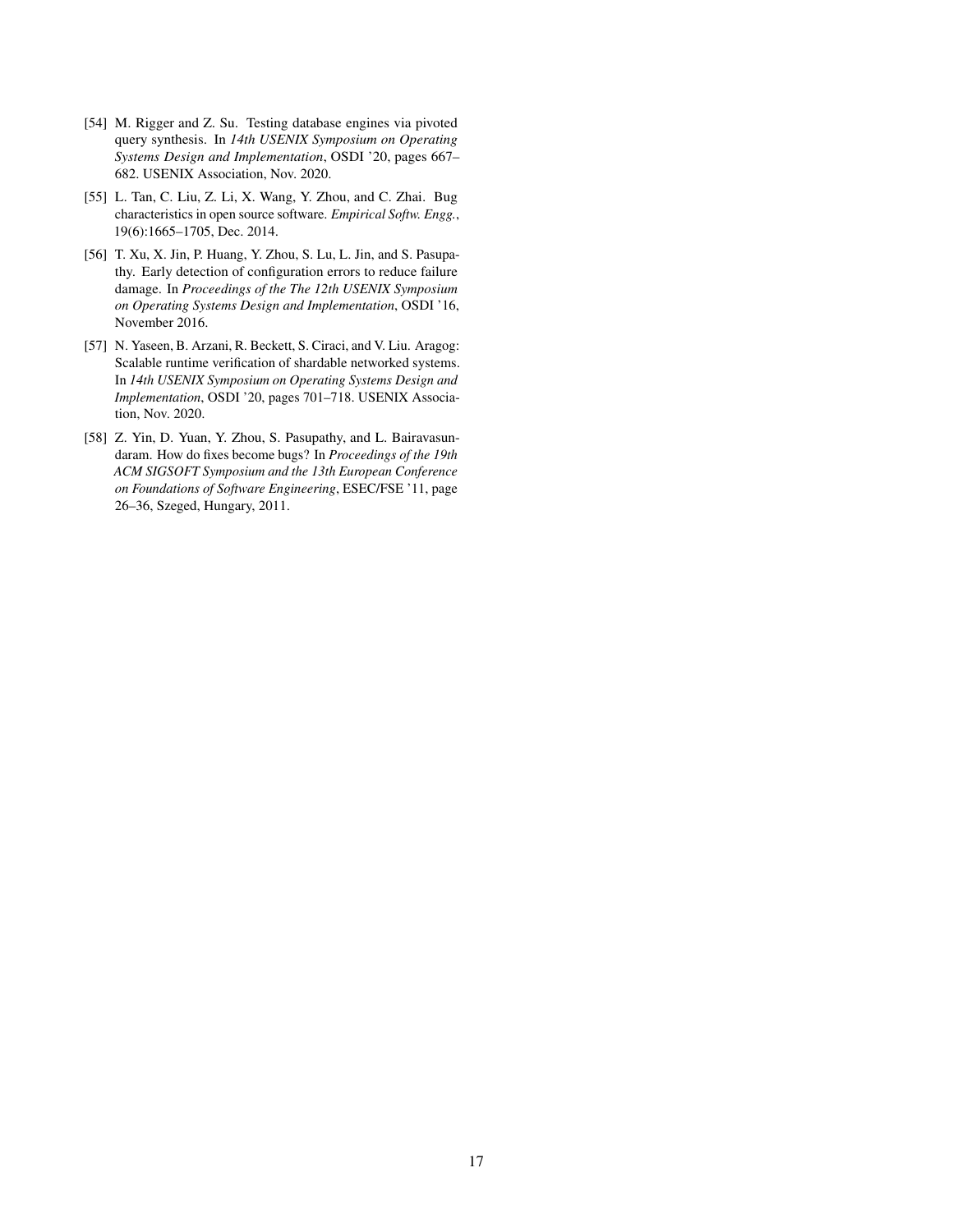[54] M. Rigger and Z. Su. Testing database engines via pivoted query synthesis. In *14th USENIX Symposium on Operating Systems Design and Implementation*, OSDI '20, pages 667–682. USENIX Association, Nov. 2020.

[55] L. Tan, C. Liu, Z. Li, X. Wang, Y. Zhou, and C. Zhai. Bug characteristics in open source software. *Empirical Softw. Engg.*, 19(6):1665–1705, Dec. 2014.

[56] T. Xu, X. Jin, P. Huang, Y. Zhou, S. Lu, L. Jin, and S. Pasupathy. Early detection of configuration errors to reduce failure damage. In *Proceedings of the The 12th USENIX Symposium on Operating Systems Design and Implementation*, OSDI '16, November 2016.

[57] N. Yaseen, B. Arzani, R. Beckett, S. Ciraci, and V. Liu. Aragog: Scalable runtime verification of shardable networked systems. In *14th USENIX Symposium on Operating Systems Design and Implementation*, OSDI '20, pages 701–718. USENIX Association, Nov. 2020.

[58] Z. Yin, D. Yuan, Y. Zhou, S. Pasupathy, and L. Bairavasundaram. How do fixes become bugs? In *Proceedings of the 19th ACM SIGSOFT Symposium and the 13th European Conference on Foundations of Software Engineering*, ESEC/FSE '11, page 26–36, Szeged, Hungary, 2011.